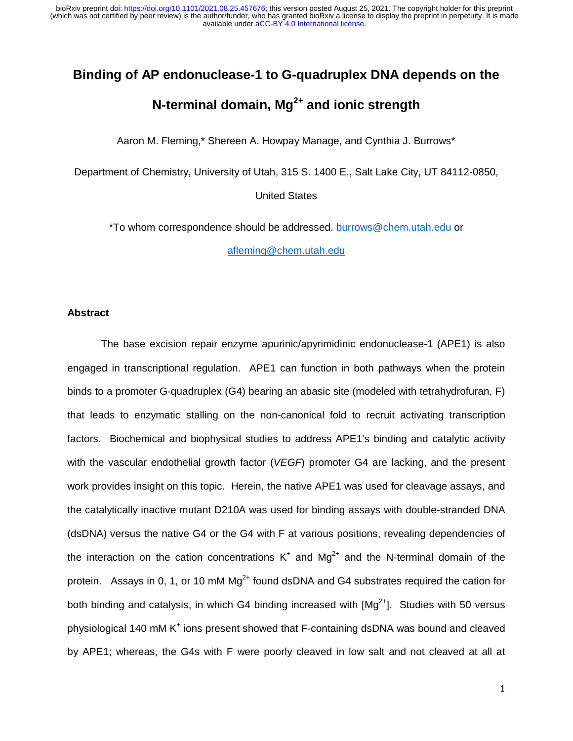# Binding of AP endonuclease-1 to G-quadruplex DNA depends on the N-terminal domain, $Mg^{2+}$ and ionic strength

Aaron M. Fleming,* Shereen A. Howpay Manage, and Cynthia J. Burrows*

Department of Chemistry, University of Utah, 315 S. 1400 E., Salt Lake City, UT 84112-0850, United States

*To whom correspondence should be addressed. burrows@chem.utah.edu or afleming@chem.utah.edu

## Abstract

The base excision repair enzyme apurinic/apyrimidinic endonuclease-1 (APE1) is also engaged in transcriptional regulation. APE1 can function in both pathways when the protein binds to a promoter G-quadruplex (G4) bearing an abasic site (modeled with tetrahydrofuran, F) that leads to enzymatic stalling on the non-canonical fold to recruit activating transcription factors. Biochemical and biophysical studies to address APE1's binding and catalytic activity with the vascular endothelial growth factor (*VEGF*) promoter G4 are lacking, and the present work provides insight on this topic. Herein, the native APE1 was used for cleavage assays, and the catalytically inactive mutant D210A was used for binding assays with double-stranded DNA (dsDNA) versus the native G4 or the G4 with F at various positions, revealing dependencies of the interaction on the cation concentrations $K^+$ and $Mg^{2+}$ and the N-terminal domain of the protein. Assays in 0, 1, or 10 mM $Mg^{2+}$ found dsDNA and G4 substrates required the cation for both binding and catalysis, in which G4 binding increased with [$Mg^{2+}$]. Studies with 50 versus physiological 140 mM $K^+$ ions present showed that F-containing dsDNA was bound and cleaved by APE1; whereas, the G4s with F were poorly cleaved in low salt and not cleaved at all at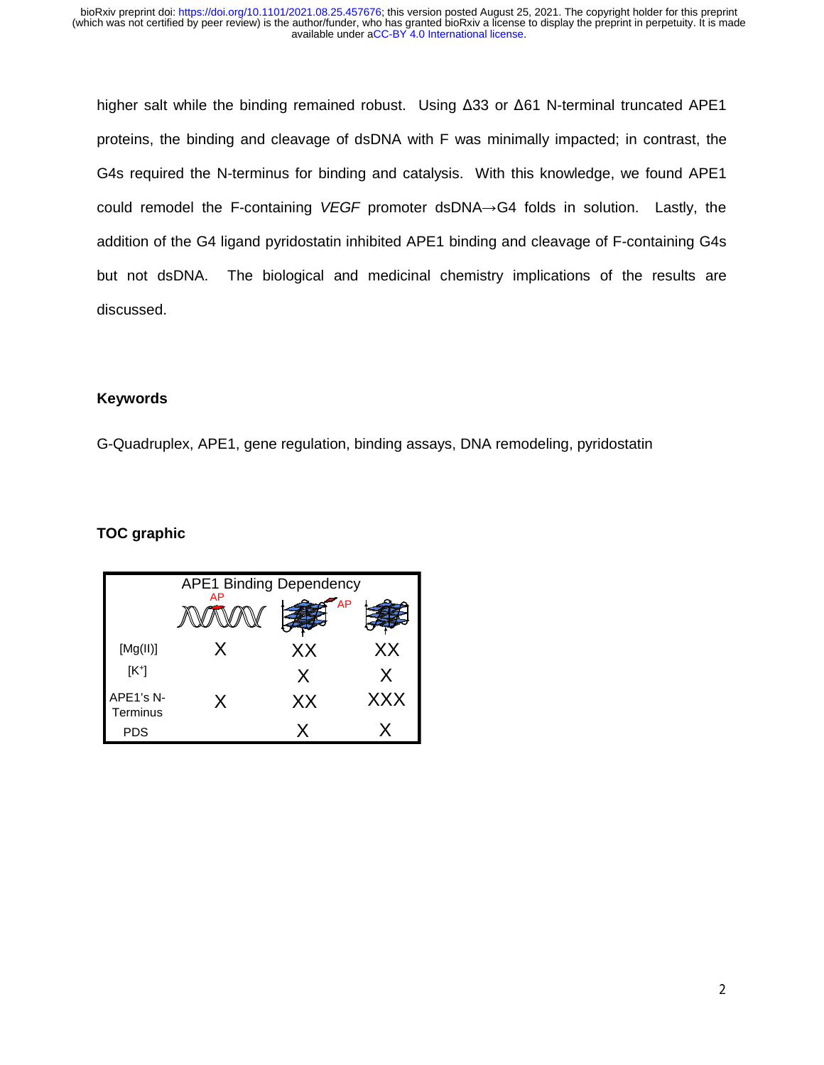higher salt while the binding remained robust. Using Δ33 or Δ61 N-terminal truncated APE1 proteins, the binding and cleavage of dsDNA with F was minimally impacted; in contrast, the G4s required the N-terminus for binding and catalysis. With this knowledge, we found APE1 could remodel the F-containing *VEGF* promoter dsDNA→G4 folds in solution. Lastly, the addition of the G4 ligand pyridostatin inhibited APE1 binding and cleavage of F-containing G4s but not dsDNA. The biological and medicinal chemistry implications of the results are discussed.

### Keywords

G-Quadruplex, APE1, gene regulation, binding assays, DNA remodeling, pyridostatin

### TOC graphic

APE1 Binding Dependency

| | dsDNA (AP) | G4 (AP) | G4 |
|---|---|---|---|
| [Mg(II)] | X | XX | XX |
| [$K^+$] | | X | X |
| APE1's N-Terminus | X | XX | XXX |
| PDS | | X | X |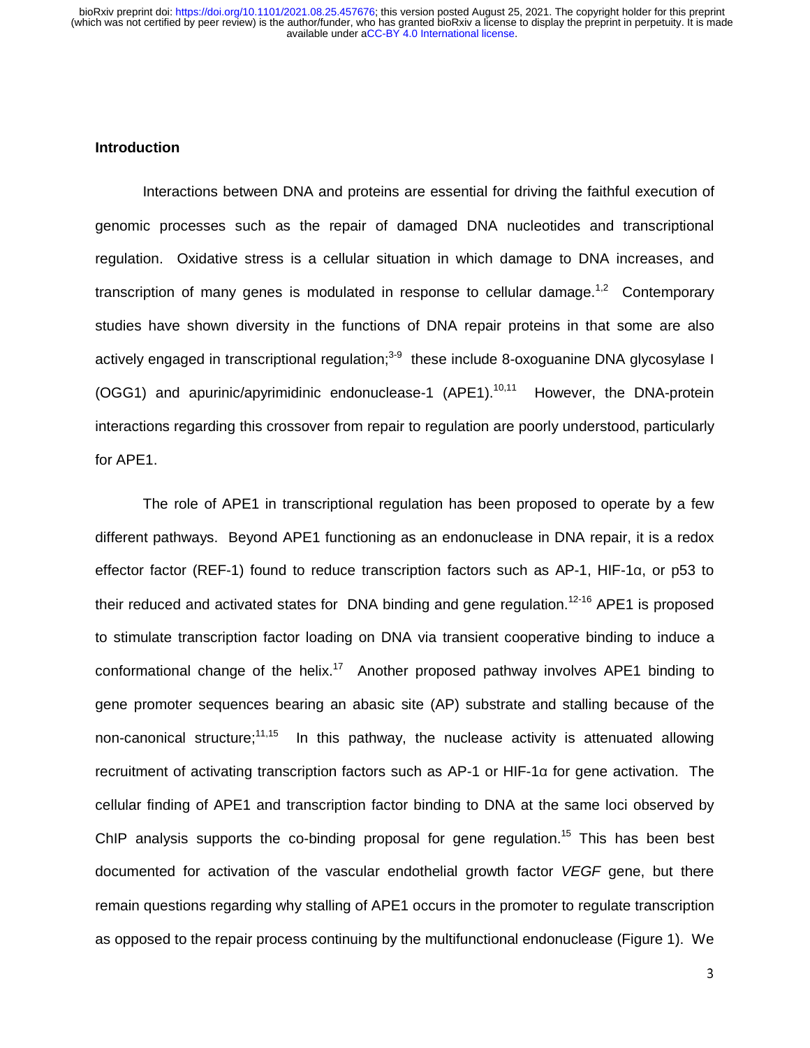## Introduction

Interactions between DNA and proteins are essential for driving the faithful execution of genomic processes such as the repair of damaged DNA nucleotides and transcriptional regulation. Oxidative stress is a cellular situation in which damage to DNA increases, and transcription of many genes is modulated in response to cellular damage.[1,2] Contemporary studies have shown diversity in the functions of DNA repair proteins in that some are also actively engaged in transcriptional regulation;[3-9] these include 8-oxoguanine DNA glycosylase I (OGG1) and apurinic/apyrimidinic endonuclease-1 (APE1).[10,11] However, the DNA-protein interactions regarding this crossover from repair to regulation are poorly understood, particularly for APE1.

The role of APE1 in transcriptional regulation has been proposed to operate by a few different pathways. Beyond APE1 functioning as an endonuclease in DNA repair, it is a redox effector factor (REF-1) found to reduce transcription factors such as AP-1, HIF-1α, or p53 to their reduced and activated states for DNA binding and gene regulation.[12-16] APE1 is proposed to stimulate transcription factor loading on DNA via transient cooperative binding to induce a conformational change of the helix.[17] Another proposed pathway involves APE1 binding to gene promoter sequences bearing an abasic site (AP) substrate and stalling because of the non-canonical structure;[11,15] In this pathway, the nuclease activity is attenuated allowing recruitment of activating transcription factors such as AP-1 or HIF-1α for gene activation. The cellular finding of APE1 and transcription factor binding to DNA at the same loci observed by ChIP analysis supports the co-binding proposal for gene regulation.[15] This has been best documented for activation of the vascular endothelial growth factor *VEGF* gene, but there remain questions regarding why stalling of APE1 occurs in the promoter to regulate transcription as opposed to the repair process continuing by the multifunctional endonuclease (Figure 1). We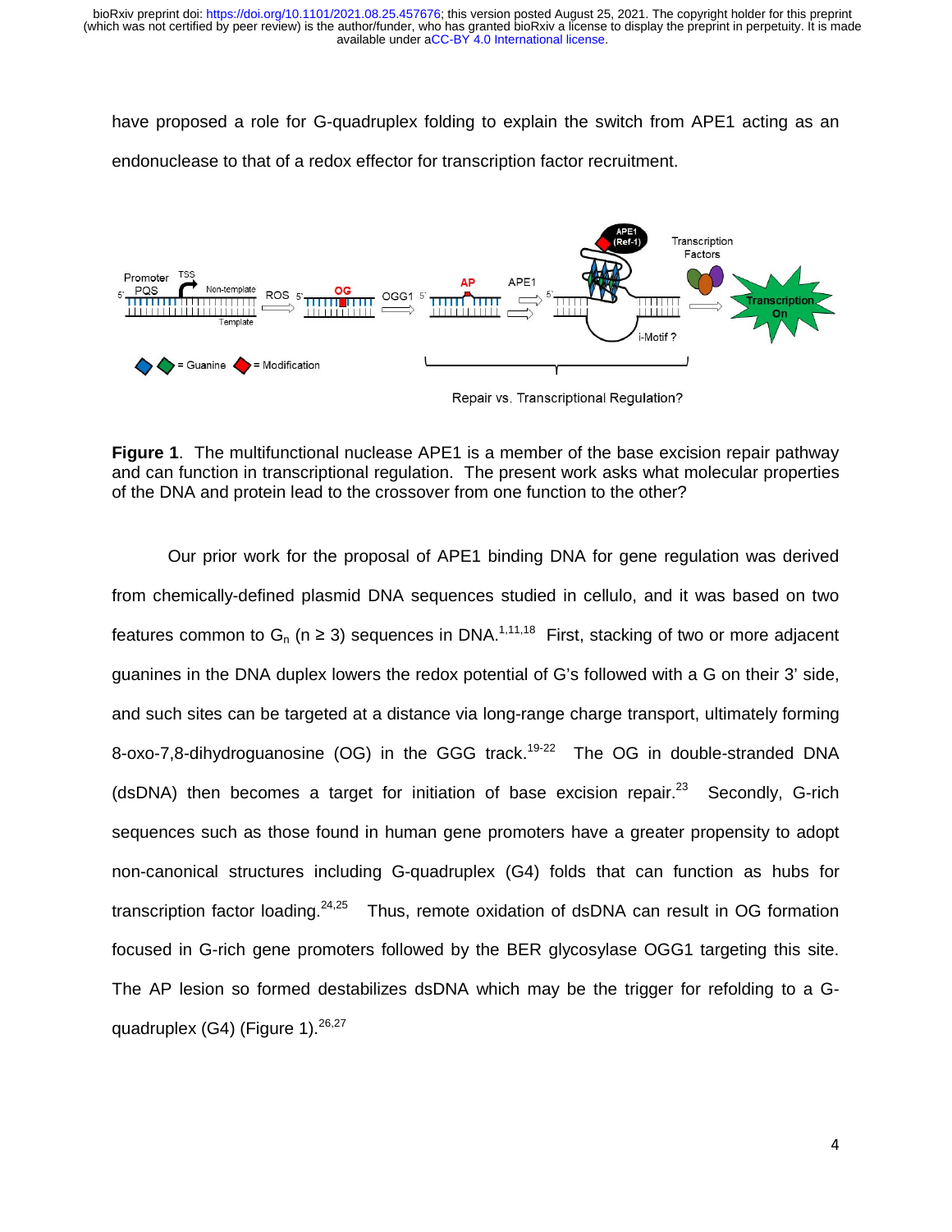have proposed a role for G-quadruplex folding to explain the switch from APE1 acting as an endonuclease to that of a redox effector for transcription factor recruitment.

**Figure 1**. The multifunctional nuclease APE1 is a member of the base excision repair pathway and can function in transcriptional regulation. The present work asks what molecular properties of the DNA and protein lead to the crossover from one function to the other?

Our prior work for the proposal of APE1 binding DNA for gene regulation was derived from chemically-defined plasmid DNA sequences studied in cellulo, and it was based on two features common to $G_n$ ($n \geq 3$) sequences in DNA.[1,11,18] First, stacking of two or more adjacent guanines in the DNA duplex lowers the redox potential of G's followed with a G on their 3' side, and such sites can be targeted at a distance via long-range charge transport, ultimately forming 8-oxo-7,8-dihydroguanosine (OG) in the GGG track.[19-22] The OG in double-stranded DNA (dsDNA) then becomes a target for initiation of base excision repair.[23] Secondly, G-rich sequences such as those found in human gene promoters have a greater propensity to adopt non-canonical structures including G-quadruplex (G4) folds that can function as hubs for transcription factor loading.[24,25] Thus, remote oxidation of dsDNA can result in OG formation focused in G-rich gene promoters followed by the BER glycosylase OGG1 targeting this site. The AP lesion so formed destabilizes dsDNA which may be the trigger for refolding to a G-quadruplex (G4) (Figure 1).[26,27]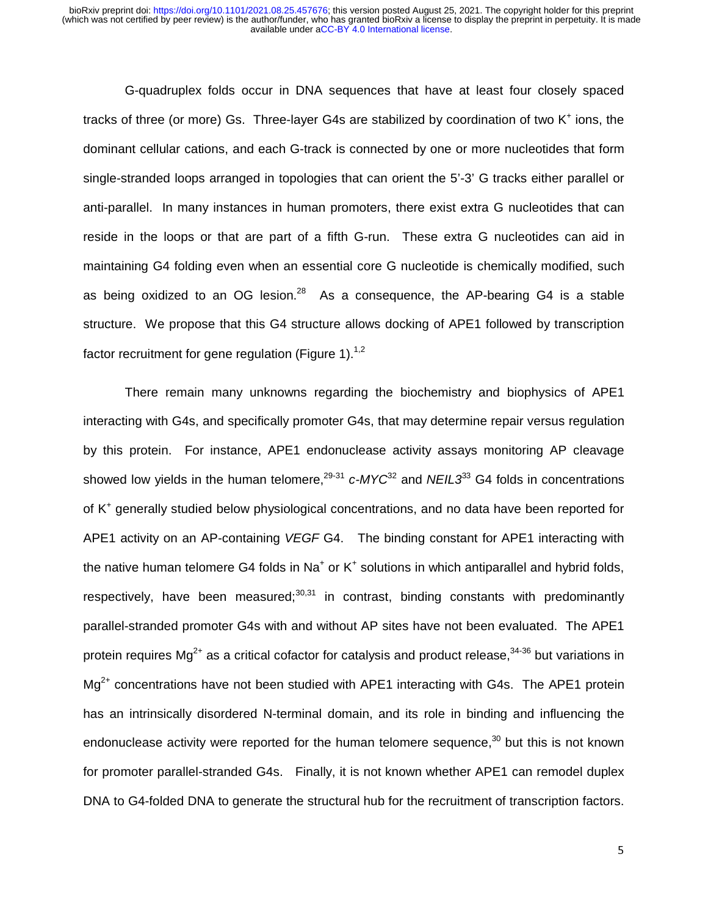G-quadruplex folds occur in DNA sequences that have at least four closely spaced tracks of three (or more) Gs. Three-layer G4s are stabilized by coordination of two $K^+$ ions, the dominant cellular cations, and each G-track is connected by one or more nucleotides that form single-stranded loops arranged in topologies that can orient the 5'-3' G tracks either parallel or anti-parallel. In many instances in human promoters, there exist extra G nucleotides that can reside in the loops or that are part of a fifth G-run. These extra G nucleotides can aid in maintaining G4 folding even when an essential core G nucleotide is chemically modified, such as being oxidized to an OG lesion.[28] As a consequence, the AP-bearing G4 is a stable structure. We propose that this G4 structure allows docking of APE1 followed by transcription factor recruitment for gene regulation (Figure 1).[1,2]

There remain many unknowns regarding the biochemistry and biophysics of APE1 interacting with G4s, and specifically promoter G4s, that may determine repair versus regulation by this protein. For instance, APE1 endonuclease activity assays monitoring AP cleavage showed low yields in the human telomere,[29-31] *c-MYC*[32] and *NEIL3*[33] G4 folds in concentrations of $K^+$ generally studied below physiological concentrations, and no data have been reported for APE1 activity on an AP-containing *VEGF* G4. The binding constant for APE1 interacting with the native human telomere G4 folds in $Na^+$ or $K^+$ solutions in which antiparallel and hybrid folds, respectively, have been measured;[30,31] in contrast, binding constants with predominantly parallel-stranded promoter G4s with and without AP sites have not been evaluated. The APE1 protein requires $Mg^{2+}$ as a critical cofactor for catalysis and product release,[34-36] but variations in $Mg^{2+}$ concentrations have not been studied with APE1 interacting with G4s. The APE1 protein has an intrinsically disordered N-terminal domain, and its role in binding and influencing the endonuclease activity were reported for the human telomere sequence,[30] but this is not known for promoter parallel-stranded G4s. Finally, it is not known whether APE1 can remodel duplex DNA to G4-folded DNA to generate the structural hub for the recruitment of transcription factors.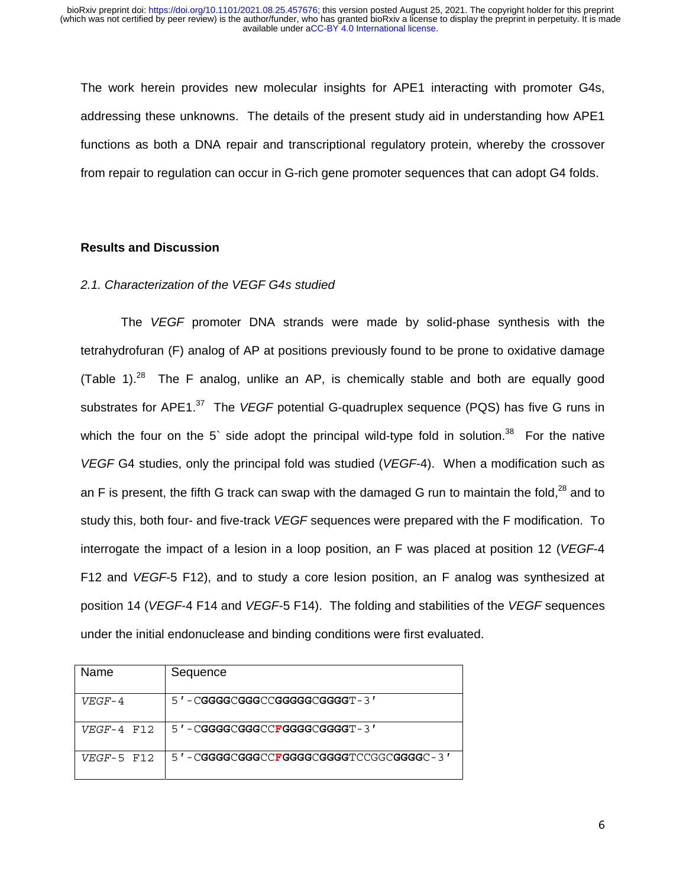The work herein provides new molecular insights for APE1 interacting with promoter G4s, addressing these unknowns. The details of the present study aid in understanding how APE1 functions as both a DNA repair and transcriptional regulatory protein, whereby the crossover from repair to regulation can occur in G-rich gene promoter sequences that can adopt G4 folds.

## Results and Discussion

### *2.1. Characterization of the VEGF G4s studied*

The *VEGF* promoter DNA strands were made by solid-phase synthesis with the tetrahydrofuran (F) analog of AP at positions previously found to be prone to oxidative damage (Table 1).[28] The F analog, unlike an AP, is chemically stable and both are equally good substrates for APE1.[37] The *VEGF* potential G-quadruplex sequence (PQS) has five G runs in which the four on the 5` side adopt the principal wild-type fold in solution.[38] For the native *VEGF* G4 studies, only the principal fold was studied (*VEGF*-4). When a modification such as an F is present, the fifth G track can swap with the damaged G run to maintain the fold,[28] and to study this, both four- and five-track *VEGF* sequences were prepared with the F modification. To interrogate the impact of a lesion in a loop position, an F was placed at position 12 (*VEGF*-4 F12 and *VEGF*-5 F12), and to study a core lesion position, an F analog was synthesized at position 14 (*VEGF*-4 F14 and *VEGF*-5 F14). The folding and stabilities of the *VEGF* sequences under the initial endonuclease and binding conditions were first evaluated.

| Name | Sequence |
|---|---|
| *VEGF*-4 | 5′-C**GGGG**C**GGG**CC**GGGGG**C**GGGG**T-3′ |
| *VEGF*-4 F12 | 5′-C**GGGG**C**GGG**CC**F****GGGG**C**GGGG**T-3′ |
| *VEGF*-5 F12 | 5′-C**GGGG**C**GGG**CC**F****GGGG**C**GGGG**TCCGGC**GGGG**C-3′ |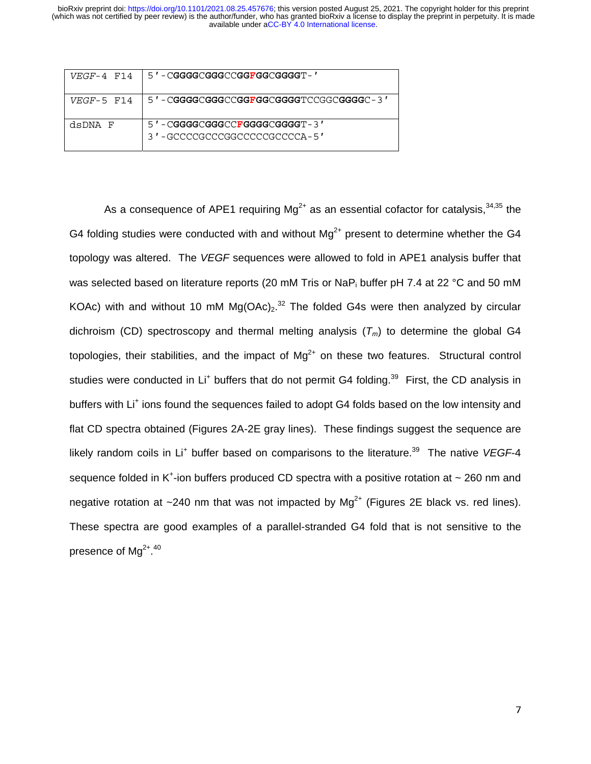| | |
|---|---|
| *VEGF*-4 F14 | 5′-C**GGGG**C**GGG**CC**GGFGG**C**GGGG**T-′ |
| *VEGF*-5 F14 | 5′-C**GGGG**C**GGG**CC**GGFGG**C**GGGG**TCCGGC**GGGG**C-3′ |
| dsDNA F | 5′-C**GGGG**C**GGG**CC**FGGGG**C**GGGG**T-3′<br>3′-GCCCCGCCCGGCCCCCGCCCCA-5′ |

As a consequence of APE1 requiring $Mg^{2+}$ as an essential cofactor for catalysis,[34,35] the G4 folding studies were conducted with and without $Mg^{2+}$ present to determine whether the G4 topology was altered. The *VEGF* sequences were allowed to fold in APE1 analysis buffer that was selected based on literature reports (20 mM Tris or $NaP_i$ buffer pH 7.4 at 22 °C and 50 mM KOAc) with and without 10 mM $Mg(OAc)_2$.[32] The folded G4s were then analyzed by circular dichroism (CD) spectroscopy and thermal melting analysis ($T_m$) to determine the global G4 topologies, their stabilities, and the impact of $Mg^{2+}$ on these two features. Structural control studies were conducted in $Li^+$ buffers that do not permit G4 folding.[39] First, the CD analysis in buffers with $Li^+$ ions found the sequences failed to adopt G4 folds based on the low intensity and flat CD spectra obtained (Figures 2A-2E gray lines). These findings suggest the sequence are likely random coils in $Li^+$ buffer based on comparisons to the literature.[39] The native *VEGF*-4 sequence folded in $K^+$-ion buffers produced CD spectra with a positive rotation at ~ 260 nm and negative rotation at ~240 nm that was not impacted by $Mg^{2+}$ (Figures 2E black vs. red lines). These spectra are good examples of a parallel-stranded G4 fold that is not sensitive to the presence of $Mg^{2+}$.[40]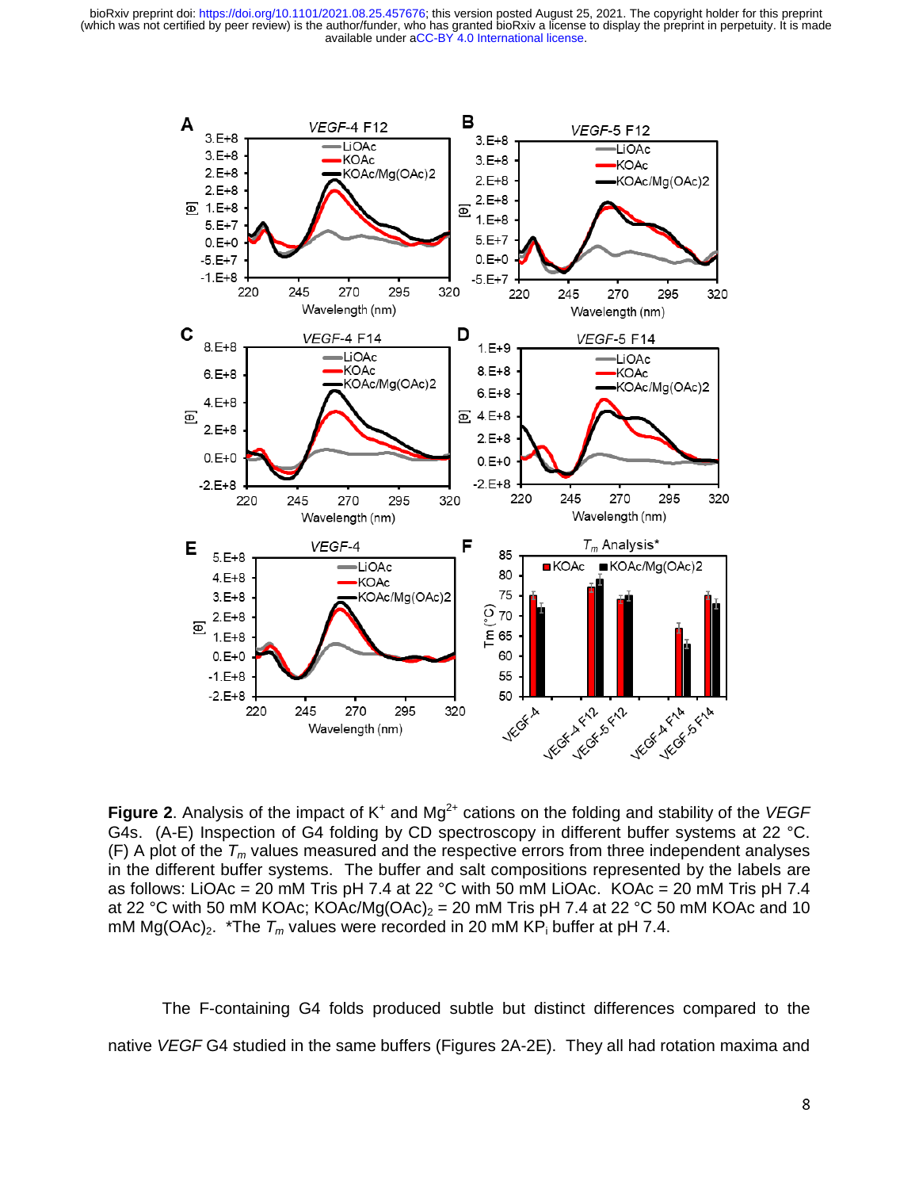**Figure 2**. Analysis of the impact of $K^+$ and $Mg^{2+}$ cations on the folding and stability of the *VEGF* G4s. (A-E) Inspection of G4 folding by CD spectroscopy in different buffer systems at 22 °C. (F) A plot of the $T_m$ values measured and the respective errors from three independent analyses in the different buffer systems. The buffer and salt compositions represented by the labels are as follows: LiOAc = 20 mM Tris pH 7.4 at 22 °C with 50 mM LiOAc. KOAc = 20 mM Tris pH 7.4 at 22 °C with 50 mM KOAc; KOAc/Mg(OAc)$_2$ = 20 mM Tris pH 7.4 at 22 °C 50 mM KOAc and 10 mM Mg(OAc)$_2$. *The $T_m$ values were recorded in 20 mM KP$_i$ buffer at pH 7.4.

The F-containing G4 folds produced subtle but distinct differences compared to the native *VEGF* G4 studied in the same buffers (Figures 2A-2E). They all had rotation maxima and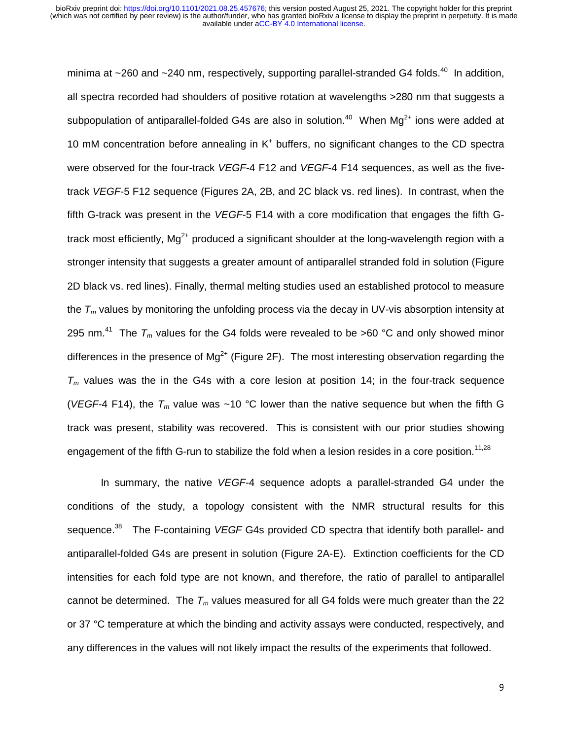minima at ~260 and ~240 nm, respectively, supporting parallel-stranded G4 folds.[40] In addition, all spectra recorded had shoulders of positive rotation at wavelengths >280 nm that suggests a subpopulation of antiparallel-folded G4s are also in solution.[40] When $Mg^{2+}$ ions were added at 10 mM concentration before annealing in $K^+$ buffers, no significant changes to the CD spectra were observed for the four-track *VEGF*-4 F12 and *VEGF*-4 F14 sequences, as well as the five-track *VEGF*-5 F12 sequence (Figures 2A, 2B, and 2C black vs. red lines). In contrast, when the fifth G-track was present in the *VEGF*-5 F14 with a core modification that engages the fifth G-track most efficiently, $Mg^{2+}$ produced a significant shoulder at the long-wavelength region with a stronger intensity that suggests a greater amount of antiparallel stranded fold in solution (Figure 2D black vs. red lines). Finally, thermal melting studies used an established protocol to measure the $T_m$ values by monitoring the unfolding process via the decay in UV-vis absorption intensity at 295 nm.[41] The $T_m$ values for the G4 folds were revealed to be >60 °C and only showed minor differences in the presence of $Mg^{2+}$ (Figure 2F). The most interesting observation regarding the $T_m$ values was the in the G4s with a core lesion at position 14; in the four-track sequence (*VEGF*-4 F14), the $T_m$ value was ~10 °C lower than the native sequence but when the fifth G track was present, stability was recovered. This is consistent with our prior studies showing engagement of the fifth G-run to stabilize the fold when a lesion resides in a core position.[11,28]

In summary, the native *VEGF*-4 sequence adopts a parallel-stranded G4 under the conditions of the study, a topology consistent with the NMR structural results for this sequence.[38] The F-containing *VEGF* G4s provided CD spectra that identify both parallel- and antiparallel-folded G4s are present in solution (Figure 2A-E). Extinction coefficients for the CD intensities for each fold type are not known, and therefore, the ratio of parallel to antiparallel cannot be determined. The $T_m$ values measured for all G4 folds were much greater than the 22 or 37 °C temperature at which the binding and activity assays were conducted, respectively, and any differences in the values will not likely impact the results of the experiments that followed.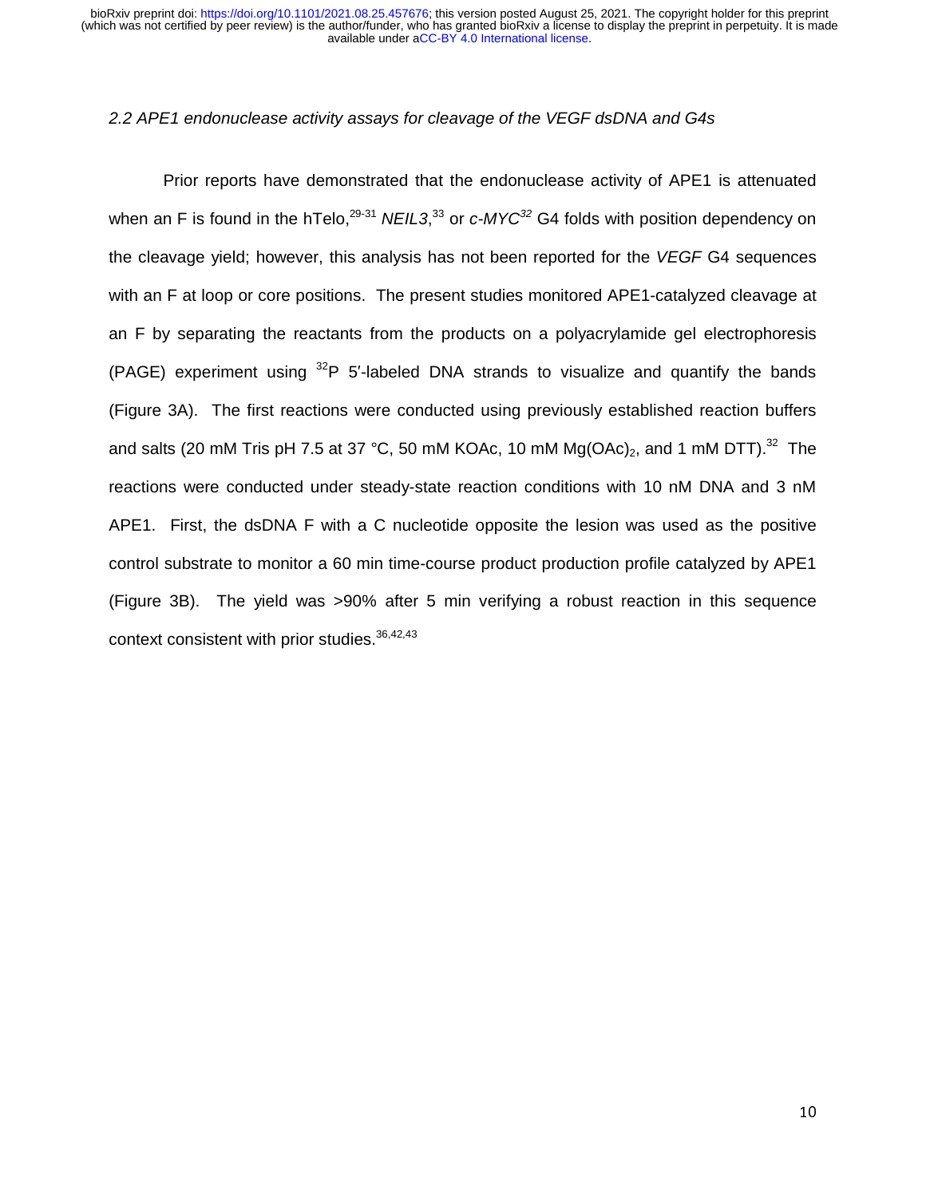*2.2 APE1 endonuclease activity assays for cleavage of the VEGF dsDNA and G4s*

Prior reports have demonstrated that the endonuclease activity of APE1 is attenuated when an F is found in the hTelo,[29-31] *NEIL3*,[33] or *c-MYC*[32] G4 folds with position dependency on the cleavage yield; however, this analysis has not been reported for the *VEGF* G4 sequences with an F at loop or core positions. The present studies monitored APE1-catalyzed cleavage at an F by separating the reactants from the products on a polyacrylamide gel electrophoresis (PAGE) experiment using $^{32}$P 5′-labeled DNA strands to visualize and quantify the bands (Figure 3A). The first reactions were conducted using previously established reaction buffers and salts (20 mM Tris pH 7.5 at 37 °C, 50 mM KOAc, 10 mM $Mg(OAc)_2$, and 1 mM DTT).[32] The reactions were conducted under steady-state reaction conditions with 10 nM DNA and 3 nM APE1. First, the dsDNA F with a C nucleotide opposite the lesion was used as the positive control substrate to monitor a 60 min time-course product production profile catalyzed by APE1 (Figure 3B). The yield was >90% after 5 min verifying a robust reaction in this sequence context consistent with prior studies.[36,42,43]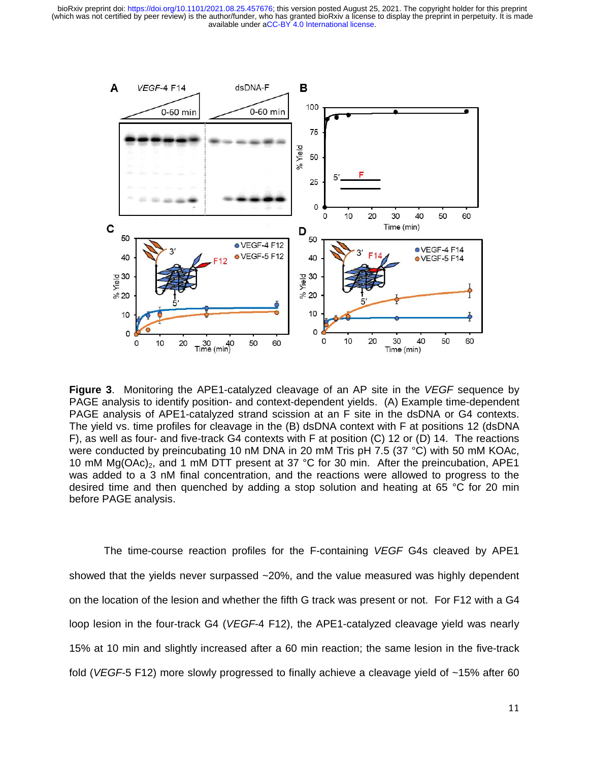**Figure 3**. Monitoring the APE1-catalyzed cleavage of an AP site in the *VEGF* sequence by PAGE analysis to identify position- and context-dependent yields. (A) Example time-dependent PAGE analysis of APE1-catalyzed strand scission at an F site in the dsDNA or G4 contexts. The yield vs. time profiles for cleavage in the (B) dsDNA context with F at positions 12 (dsDNA F), as well as four- and five-track G4 contexts with F at position (C) 12 or (D) 14. The reactions were conducted by preincubating 10 nM DNA in 20 mM Tris pH 7.5 (37 °C) with 50 mM KOAc, 10 mM $Mg(OAc)_2$, and 1 mM DTT present at 37 °C for 30 min. After the preincubation, APE1 was added to a 3 nM final concentration, and the reactions were allowed to progress to the desired time and then quenched by adding a stop solution and heating at 65 °C for 20 min before PAGE analysis.

The time-course reaction profiles for the F-containing *VEGF* G4s cleaved by APE1 showed that the yields never surpassed ~20%, and the value measured was highly dependent on the location of the lesion and whether the fifth G track was present or not. For F12 with a G4 loop lesion in the four-track G4 (*VEGF*-4 F12), the APE1-catalyzed cleavage yield was nearly 15% at 10 min and slightly increased after a 60 min reaction; the same lesion in the five-track fold (*VEGF*-5 F12) more slowly progressed to finally achieve a cleavage yield of ~15% after 60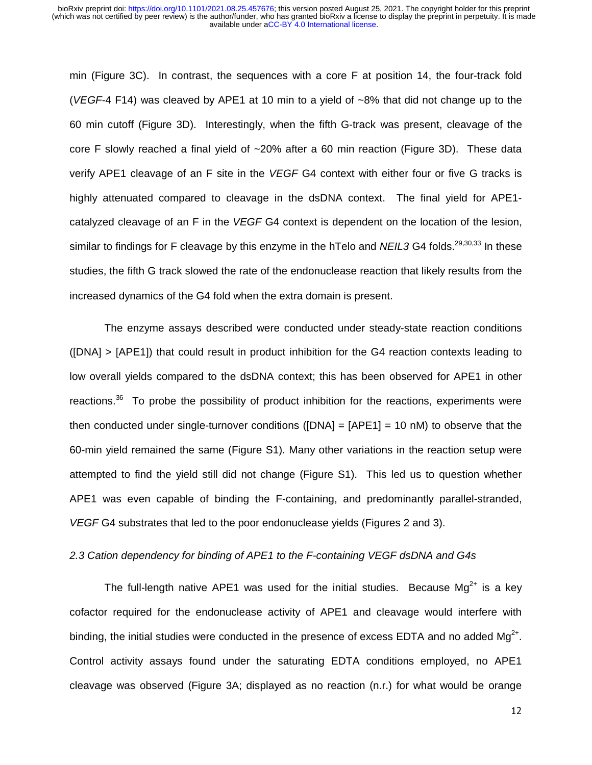min (Figure 3C). In contrast, the sequences with a core F at position 14, the four-track fold (*VEGF*-4 F14) was cleaved by APE1 at 10 min to a yield of ~8% that did not change up to the 60 min cutoff (Figure 3D). Interestingly, when the fifth G-track was present, cleavage of the core F slowly reached a final yield of ~20% after a 60 min reaction (Figure 3D). These data verify APE1 cleavage of an F site in the *VEGF* G4 context with either four or five G tracks is highly attenuated compared to cleavage in the dsDNA context. The final yield for APE1-catalyzed cleavage of an F in the *VEGF* G4 context is dependent on the location of the lesion, similar to findings for F cleavage by this enzyme in the hTelo and *NEIL3* G4 folds.[29,30,33] In these studies, the fifth G track slowed the rate of the endonuclease reaction that likely results from the increased dynamics of the G4 fold when the extra domain is present.

The enzyme assays described were conducted under steady-state reaction conditions ([DNA] > [APE1]) that could result in product inhibition for the G4 reaction contexts leading to low overall yields compared to the dsDNA context; this has been observed for APE1 in other reactions.[36] To probe the possibility of product inhibition for the reactions, experiments were then conducted under single-turnover conditions ([DNA] = [APE1] = 10 nM) to observe that the 60-min yield remained the same (Figure S1). Many other variations in the reaction setup were attempted to find the yield still did not change (Figure S1). This led us to question whether APE1 was even capable of binding the F-containing, and predominantly parallel-stranded, *VEGF* G4 substrates that led to the poor endonuclease yields (Figures 2 and 3).

*2.3 Cation dependency for binding of APE1 to the F-containing VEGF dsDNA and G4s*

The full-length native APE1 was used for the initial studies. Because $Mg^{2+}$ is a key cofactor required for the endonuclease activity of APE1 and cleavage would interfere with binding, the initial studies were conducted in the presence of excess EDTA and no added $Mg^{2+}$. Control activity assays found under the saturating EDTA conditions employed, no APE1 cleavage was observed (Figure 3A; displayed as no reaction (n.r.) for what would be orange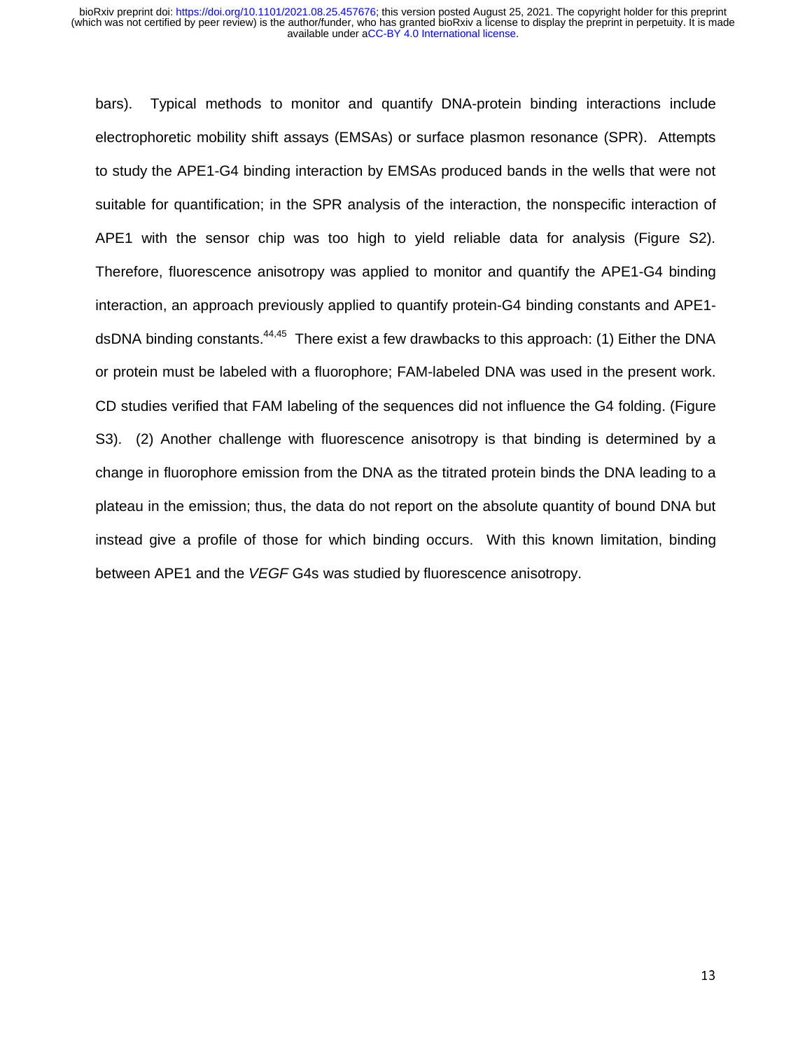bars). Typical methods to monitor and quantify DNA-protein binding interactions include electrophoretic mobility shift assays (EMSAs) or surface plasmon resonance (SPR). Attempts to study the APE1-G4 binding interaction by EMSAs produced bands in the wells that were not suitable for quantification; in the SPR analysis of the interaction, the nonspecific interaction of APE1 with the sensor chip was too high to yield reliable data for analysis (Figure S2). Therefore, fluorescence anisotropy was applied to monitor and quantify the APE1-G4 binding interaction, an approach previously applied to quantify protein-G4 binding constants and APE1-dsDNA binding constants.[44,45] There exist a few drawbacks to this approach: (1) Either the DNA or protein must be labeled with a fluorophore; FAM-labeled DNA was used in the present work. CD studies verified that FAM labeling of the sequences did not influence the G4 folding. (Figure S3). (2) Another challenge with fluorescence anisotropy is that binding is determined by a change in fluorophore emission from the DNA as the titrated protein binds the DNA leading to a plateau in the emission; thus, the data do not report on the absolute quantity of bound DNA but instead give a profile of those for which binding occurs. With this known limitation, binding between APE1 and the *VEGF* G4s was studied by fluorescence anisotropy.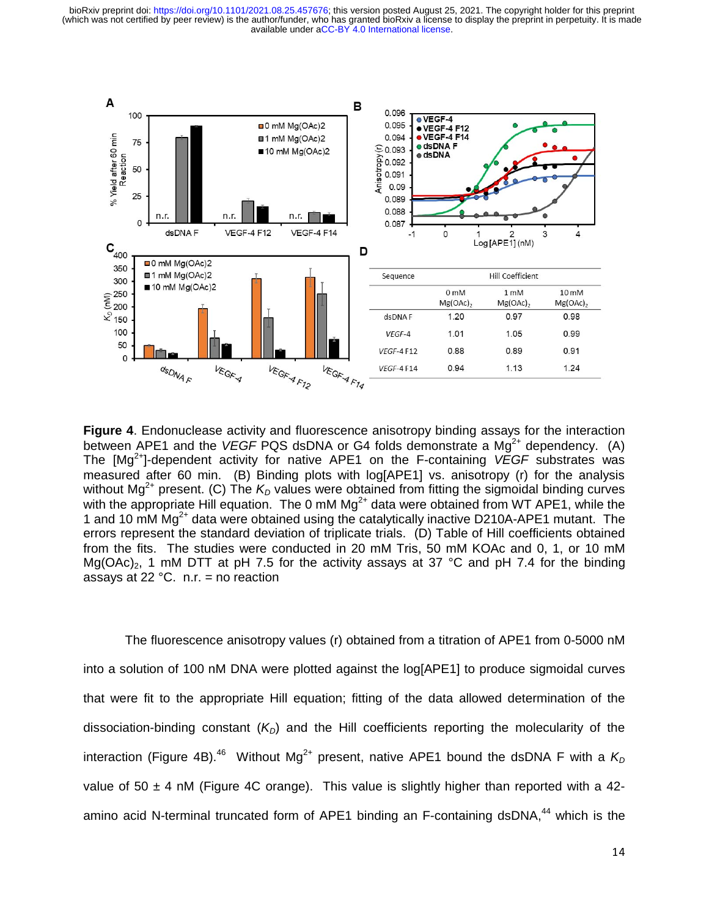| Sequence | Hill Coefficient | | |
|---|---|---|---|
| | 0 mM $Mg(OAc)_2$ | 1 mM $Mg(OAc)_2$ | 10 mM $Mg(OAc)_2$ |
| dsDNA F | 1.20 | 0.97 | 0.98 |
| *VEGF-4* | 1.01 | 1.05 | 0.99 |
| *VEGF-4 F12* | 0.88 | 0.89 | 0.91 |
| *VEGF-4 F14* | 0.94 | 1.13 | 1.24 |

**Figure 4**. Endonuclease activity and fluorescence anisotropy binding assays for the interaction between APE1 and the *VEGF* PQS dsDNA or G4 folds demonstrate a $Mg^{2+}$ dependency. (A) The $[Mg^{2+}]$-dependent activity for native APE1 on the F-containing *VEGF* substrates was measured after 60 min. (B) Binding plots with log[APE1] vs. anisotropy (r) for the analysis without $Mg^{2+}$ present. (C) The $K_D$ values were obtained from fitting the sigmoidal binding curves with the appropriate Hill equation. The 0 mM $Mg^{2+}$ data were obtained from WT APE1, while the 1 and 10 mM $Mg^{2+}$ data were obtained using the catalytically inactive D210A-APE1 mutant. The errors represent the standard deviation of triplicate trials. (D) Table of Hill coefficients obtained from the fits. The studies were conducted in 20 mM Tris, 50 mM KOAc and 0, 1, or 10 mM $Mg(OAc)_2$, 1 mM DTT at pH 7.5 for the activity assays at 37 °C and pH 7.4 for the binding assays at 22 °C. n.r. = no reaction

The fluorescence anisotropy values (r) obtained from a titration of APE1 from 0-5000 nM into a solution of 100 nM DNA were plotted against the log[APE1] to produce sigmoidal curves that were fit to the appropriate Hill equation; fitting of the data allowed determination of the dissociation-binding constant ($K_D$) and the Hill coefficients reporting the molecularity of the interaction (Figure 4B).[46] Without $Mg^{2+}$ present, native APE1 bound the dsDNA F with a $K_D$ value of 50 ± 4 nM (Figure 4C orange). This value is slightly higher than reported with a 42-amino acid N-terminal truncated form of APE1 binding an F-containing dsDNA,[44] which is the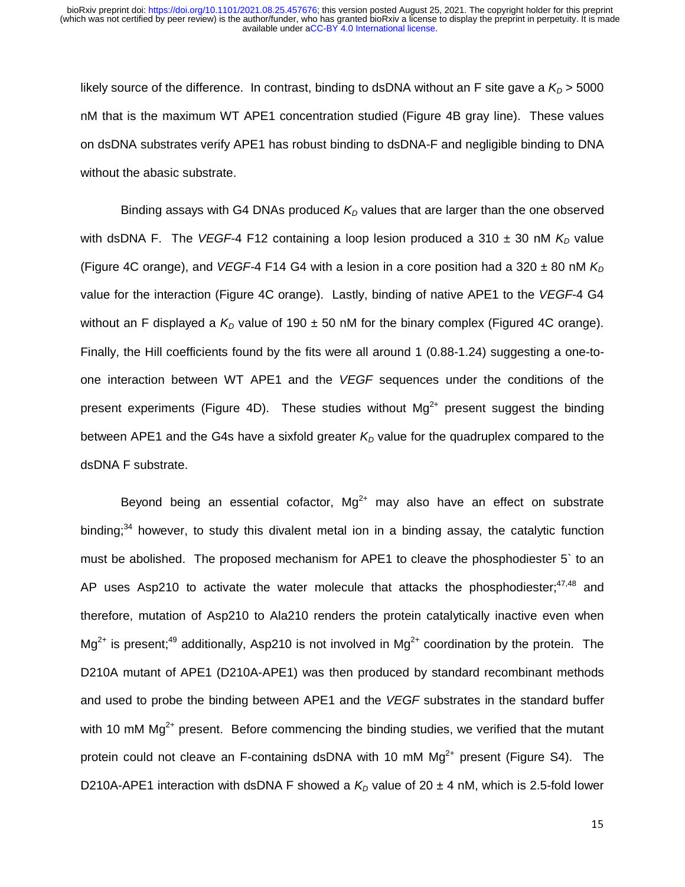likely source of the difference. In contrast, binding to dsDNA without an F site gave a $K_D$ > 5000 nM that is the maximum WT APE1 concentration studied (Figure 4B gray line). These values on dsDNA substrates verify APE1 has robust binding to dsDNA-F and negligible binding to DNA without the abasic substrate.

Binding assays with G4 DNAs produced $K_D$ values that are larger than the one observed with dsDNA F. The *VEGF*-4 F12 containing a loop lesion produced a 310 ± 30 nM $K_D$ value (Figure 4C orange), and *VEGF*-4 F14 G4 with a lesion in a core position had a 320 ± 80 nM $K_D$ value for the interaction (Figure 4C orange). Lastly, binding of native APE1 to the *VEGF*-4 G4 without an F displayed a $K_D$ value of 190 ± 50 nM for the binary complex (Figured 4C orange). Finally, the Hill coefficients found by the fits were all around 1 (0.88-1.24) suggesting a one-to-one interaction between WT APE1 and the *VEGF* sequences under the conditions of the present experiments (Figure 4D). These studies without $Mg^{2+}$ present suggest the binding between APE1 and the G4s have a sixfold greater $K_D$ value for the quadruplex compared to the dsDNA F substrate.

Beyond being an essential cofactor, $Mg^{2+}$ may also have an effect on substrate binding;[34] however, to study this divalent metal ion in a binding assay, the catalytic function must be abolished. The proposed mechanism for APE1 to cleave the phosphodiester 5` to an AP uses Asp210 to activate the water molecule that attacks the phosphodiester;[47,48] and therefore, mutation of Asp210 to Ala210 renders the protein catalytically inactive even when $Mg^{2+}$ is present;[49] additionally, Asp210 is not involved in $Mg^{2+}$ coordination by the protein. The D210A mutant of APE1 (D210A-APE1) was then produced by standard recombinant methods and used to probe the binding between APE1 and the *VEGF* substrates in the standard buffer with 10 mM $Mg^{2+}$ present. Before commencing the binding studies, we verified that the mutant protein could not cleave an F-containing dsDNA with 10 mM $Mg^{2+}$ present (Figure S4). The D210A-APE1 interaction with dsDNA F showed a $K_D$ value of 20 ± 4 nM, which is 2.5-fold lower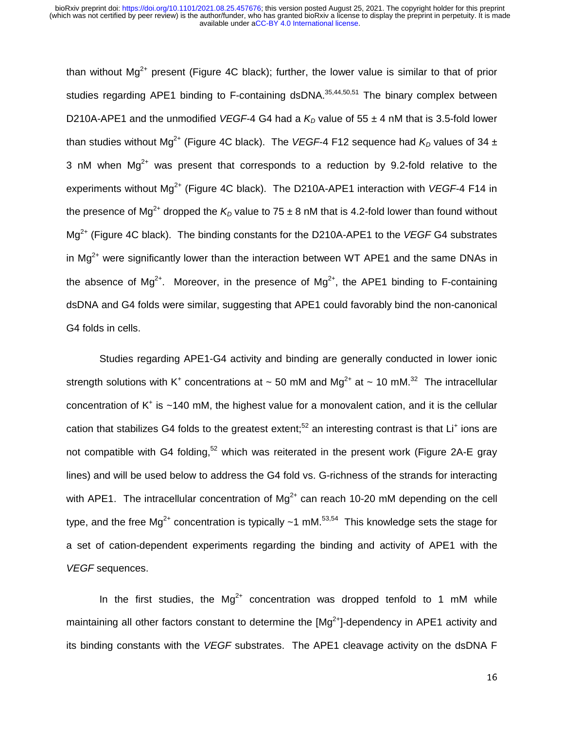than without $Mg^{2+}$ present (Figure 4C black); further, the lower value is similar to that of prior studies regarding APE1 binding to F-containing dsDNA.[35,44,50,51] The binary complex between D210A-APE1 and the unmodified *VEGF*-4 G4 had a $K_D$ value of 55 ± 4 nM that is 3.5-fold lower than studies without $Mg^{2+}$ (Figure 4C black). The *VEGF*-4 F12 sequence had $K_D$ values of 34 ± 3 nM when $Mg^{2+}$ was present that corresponds to a reduction by 9.2-fold relative to the experiments without $Mg^{2+}$ (Figure 4C black). The D210A-APE1 interaction with *VEGF*-4 F14 in the presence of $Mg^{2+}$ dropped the $K_D$ value to 75 ± 8 nM that is 4.2-fold lower than found without $Mg^{2+}$ (Figure 4C black). The binding constants for the D210A-APE1 to the *VEGF* G4 substrates in $Mg^{2+}$ were significantly lower than the interaction between WT APE1 and the same DNAs in the absence of $Mg^{2+}$. Moreover, in the presence of $Mg^{2+}$, the APE1 binding to F-containing dsDNA and G4 folds were similar, suggesting that APE1 could favorably bind the non-canonical G4 folds in cells.

Studies regarding APE1-G4 activity and binding are generally conducted in lower ionic strength solutions with $K^+$ concentrations at ~ 50 mM and $Mg^{2+}$ at ~ 10 mM.[32] The intracellular concentration of $K^+$ is ~140 mM, the highest value for a monovalent cation, and it is the cellular cation that stabilizes G4 folds to the greatest extent;[52] an interesting contrast is that $Li^+$ ions are not compatible with G4 folding,[52] which was reiterated in the present work (Figure 2A-E gray lines) and will be used below to address the G4 fold vs. G-richness of the strands for interacting with APE1. The intracellular concentration of $Mg^{2+}$ can reach 10-20 mM depending on the cell type, and the free $Mg^{2+}$ concentration is typically ~1 mM.[53,54] This knowledge sets the stage for a set of cation-dependent experiments regarding the binding and activity of APE1 with the *VEGF* sequences.

In the first studies, the $Mg^{2+}$ concentration was dropped tenfold to 1 mM while maintaining all other factors constant to determine the [$Mg^{2+}$]-dependency in APE1 activity and its binding constants with the *VEGF* substrates. The APE1 cleavage activity on the dsDNA F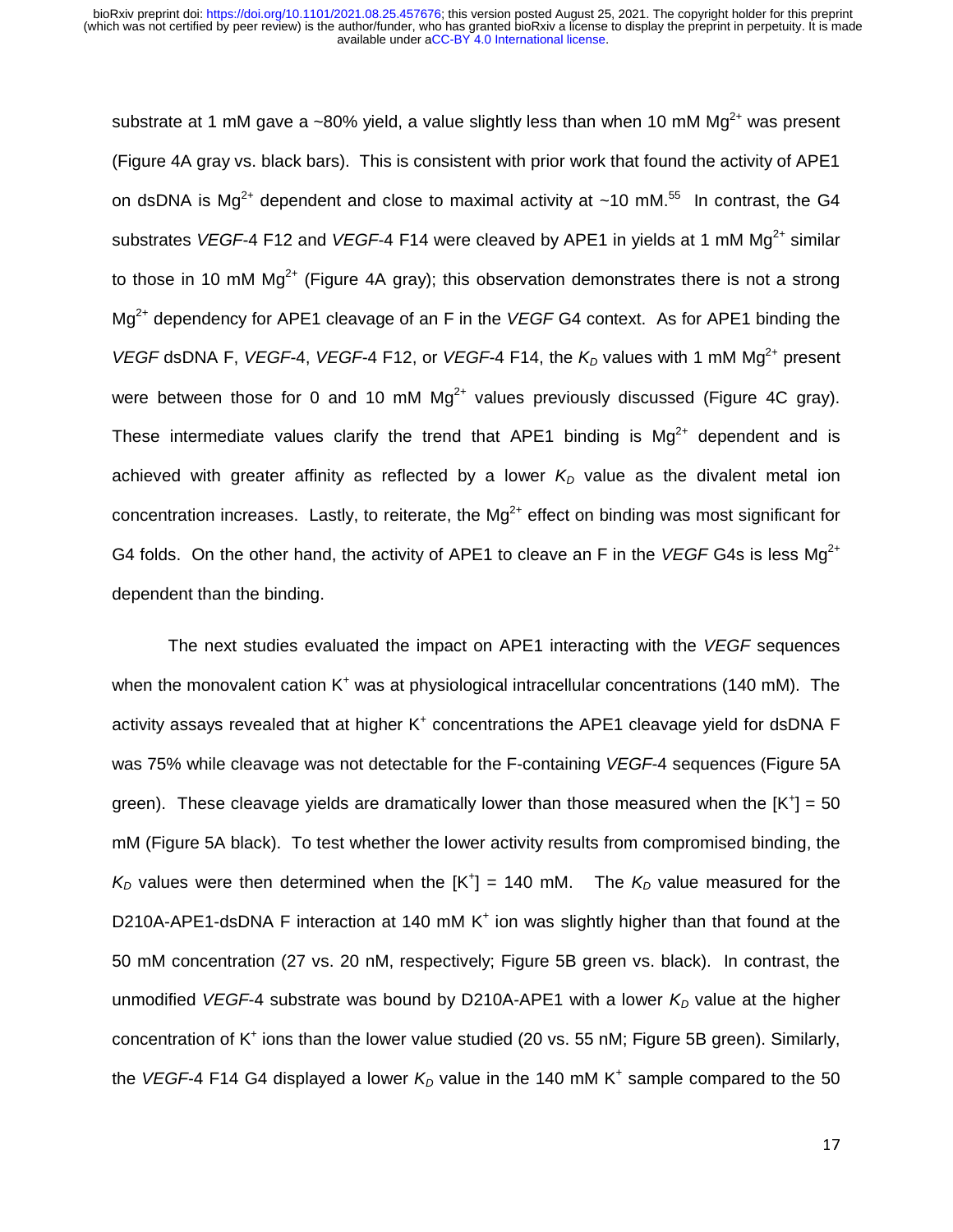substrate at 1 mM gave a ~80% yield, a value slightly less than when 10 mM $Mg^{2+}$ was present (Figure 4A gray vs. black bars). This is consistent with prior work that found the activity of APE1 on dsDNA is $Mg^{2+}$ dependent and close to maximal activity at ~10 mM.[55] In contrast, the G4 substrates *VEGF*-4 F12 and *VEGF*-4 F14 were cleaved by APE1 in yields at 1 mM $Mg^{2+}$ similar to those in 10 mM $Mg^{2+}$ (Figure 4A gray); this observation demonstrates there is not a strong $Mg^{2+}$ dependency for APE1 cleavage of an F in the *VEGF* G4 context. As for APE1 binding the *VEGF* dsDNA F, *VEGF*-4, *VEGF*-4 F12, or *VEGF*-4 F14, the $K_D$ values with 1 mM $Mg^{2+}$ present were between those for 0 and 10 mM $Mg^{2+}$ values previously discussed (Figure 4C gray). These intermediate values clarify the trend that APE1 binding is $Mg^{2+}$ dependent and is achieved with greater affinity as reflected by a lower $K_D$ value as the divalent metal ion concentration increases. Lastly, to reiterate, the $Mg^{2+}$ effect on binding was most significant for G4 folds. On the other hand, the activity of APE1 to cleave an F in the *VEGF* G4s is less $Mg^{2+}$ dependent than the binding.

The next studies evaluated the impact on APE1 interacting with the *VEGF* sequences when the monovalent cation $K^+$ was at physiological intracellular concentrations (140 mM). The activity assays revealed that at higher $K^+$ concentrations the APE1 cleavage yield for dsDNA F was 75% while cleavage was not detectable for the F-containing *VEGF*-4 sequences (Figure 5A green). These cleavage yields are dramatically lower than those measured when the $[K^+]$ = 50 mM (Figure 5A black). To test whether the lower activity results from compromised binding, the $K_D$ values were then determined when the $[K^+]$ = 140 mM. The $K_D$ value measured for the D210A-APE1-dsDNA F interaction at 140 mM $K^+$ ion was slightly higher than that found at the 50 mM concentration (27 vs. 20 nM, respectively; Figure 5B green vs. black). In contrast, the unmodified *VEGF*-4 substrate was bound by D210A-APE1 with a lower $K_D$ value at the higher concentration of $K^+$ ions than the lower value studied (20 vs. 55 nM; Figure 5B green). Similarly, the *VEGF*-4 F14 G4 displayed a lower $K_D$ value in the 140 mM $K^+$ sample compared to the 50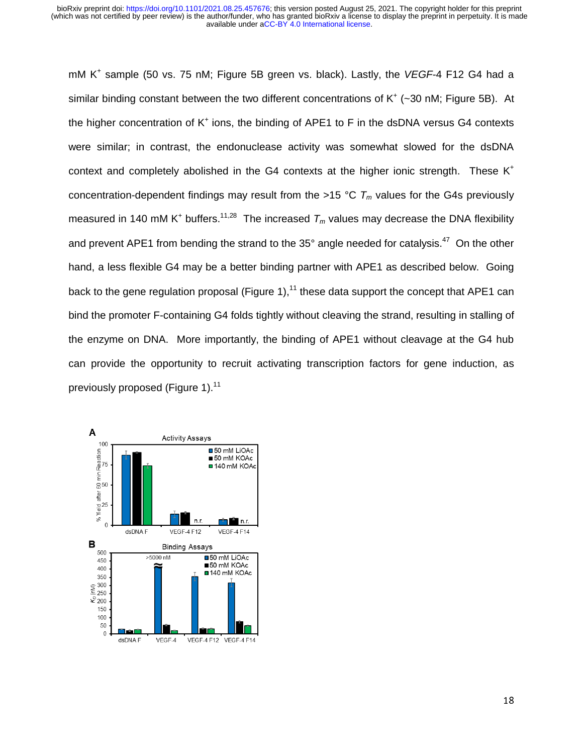mM $K^+$ sample (50 vs. 75 nM; Figure 5B green vs. black). Lastly, the *VEGF*-4 F12 G4 had a similar binding constant between the two different concentrations of $K^+$ (~30 nM; Figure 5B). At the higher concentration of $K^+$ ions, the binding of APE1 to F in the dsDNA versus G4 contexts were similar; in contrast, the endonuclease activity was somewhat slowed for the dsDNA context and completely abolished in the G4 contexts at the higher ionic strength. These $K^+$ concentration-dependent findings may result from the >15 °C $T_m$ values for the G4s previously measured in 140 mM $K^+$ buffers.[11,28] The increased $T_m$ values may decrease the DNA flexibility and prevent APE1 from bending the strand to the 35° angle needed for catalysis.[47] On the other hand, a less flexible G4 may be a better binding partner with APE1 as described below. Going back to the gene regulation proposal (Figure 1),[11] these data support the concept that APE1 can bind the promoter F-containing G4 folds tightly without cleaving the strand, resulting in stalling of the enzyme on DNA. More importantly, the binding of APE1 without cleavage at the G4 hub can provide the opportunity to recruit activating transcription factors for gene induction, as previously proposed (Figure 1).[11]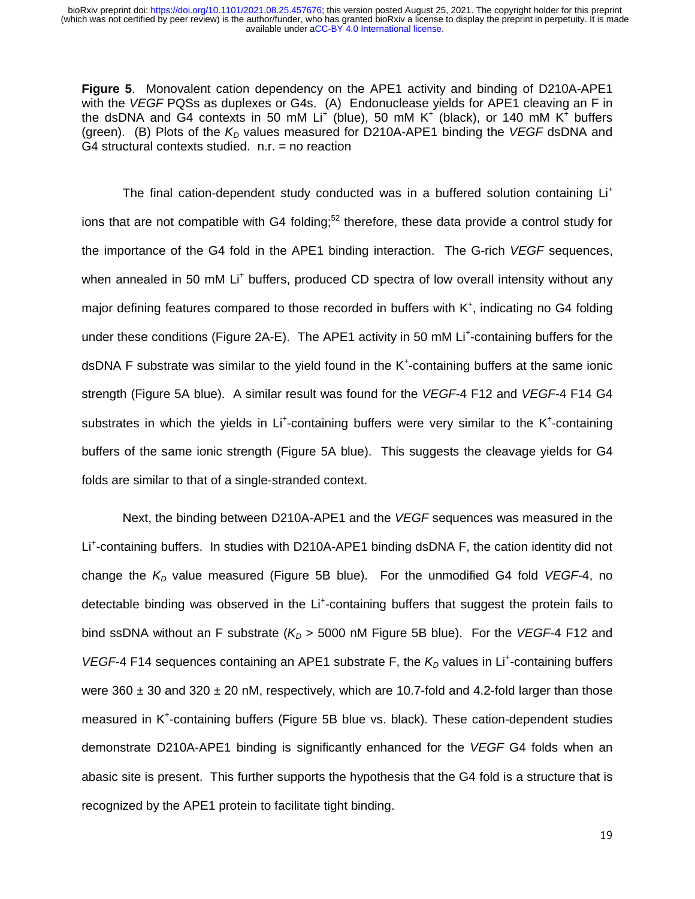**Figure 5**. Monovalent cation dependency on the APE1 activity and binding of D210A-APE1 with the *VEGF* PQSs as duplexes or G4s. (A) Endonuclease yields for APE1 cleaving an F in the dsDNA and G4 contexts in 50 mM $Li^+$ (blue), 50 mM $K^+$ (black), or 140 mM $K^+$ buffers (green). (B) Plots of the $K_D$ values measured for D210A-APE1 binding the *VEGF* dsDNA and G4 structural contexts studied. n.r. = no reaction

The final cation-dependent study conducted was in a buffered solution containing $Li^+$ ions that are not compatible with G4 folding;[52] therefore, these data provide a control study for the importance of the G4 fold in the APE1 binding interaction. The G-rich *VEGF* sequences, when annealed in 50 mM $Li^+$ buffers, produced CD spectra of low overall intensity without any major defining features compared to those recorded in buffers with $K^+$, indicating no G4 folding under these conditions (Figure 2A-E). The APE1 activity in 50 mM $Li^+$-containing buffers for the dsDNA F substrate was similar to the yield found in the $K^+$-containing buffers at the same ionic strength (Figure 5A blue). A similar result was found for the *VEGF*-4 F12 and *VEGF*-4 F14 G4 substrates in which the yields in $Li^+$-containing buffers were very similar to the $K^+$-containing buffers of the same ionic strength (Figure 5A blue). This suggests the cleavage yields for G4 folds are similar to that of a single-stranded context.

Next, the binding between D210A-APE1 and the *VEGF* sequences was measured in the $Li^+$-containing buffers. In studies with D210A-APE1 binding dsDNA F, the cation identity did not change the $K_D$ value measured (Figure 5B blue). For the unmodified G4 fold *VEGF*-4, no detectable binding was observed in the $Li^+$-containing buffers that suggest the protein fails to bind ssDNA without an F substrate ($K_D$ > 5000 nM Figure 5B blue). For the *VEGF*-4 F12 and *VEGF*-4 F14 sequences containing an APE1 substrate F, the $K_D$ values in $Li^+$-containing buffers were 360 ± 30 and 320 ± 20 nM, respectively, which are 10.7-fold and 4.2-fold larger than those measured in $K^+$-containing buffers (Figure 5B blue vs. black). These cation-dependent studies demonstrate D210A-APE1 binding is significantly enhanced for the *VEGF* G4 folds when an abasic site is present. This further supports the hypothesis that the G4 fold is a structure that is recognized by the APE1 protein to facilitate tight binding.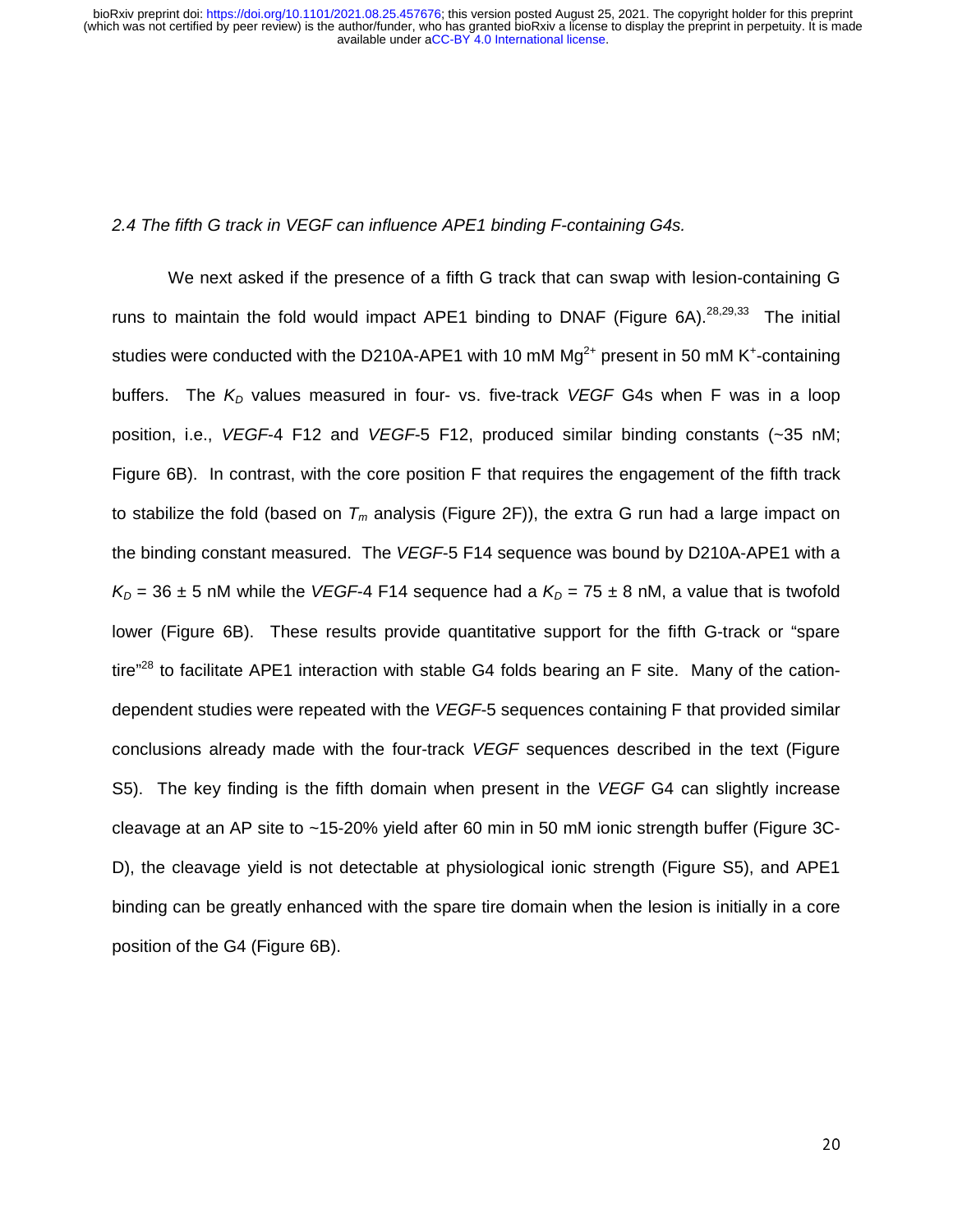*2.4 The fifth G track in VEGF can influence APE1 binding F-containing G4s.*

We next asked if the presence of a fifth G track that can swap with lesion-containing G runs to maintain the fold would impact APE1 binding to DNAF (Figure 6A).[28,29,33] The initial studies were conducted with the D210A-APE1 with 10 mM $Mg^{2+}$ present in 50 mM $K^+$-containing buffers. The $K_D$ values measured in four- vs. five-track *VEGF* G4s when F was in a loop position, i.e., *VEGF*-4 F12 and *VEGF*-5 F12, produced similar binding constants (~35 nM; Figure 6B). In contrast, with the core position F that requires the engagement of the fifth track to stabilize the fold (based on $T_m$ analysis (Figure 2F)), the extra G run had a large impact on the binding constant measured. The *VEGF*-5 F14 sequence was bound by D210A-APE1 with a $K_D$ = 36 ± 5 nM while the *VEGF*-4 F14 sequence had a $K_D$ = 75 ± 8 nM, a value that is twofold lower (Figure 6B). These results provide quantitative support for the fifth G-track or "spare tire"[28] to facilitate APE1 interaction with stable G4 folds bearing an F site. Many of the cation-dependent studies were repeated with the *VEGF*-5 sequences containing F that provided similar conclusions already made with the four-track *VEGF* sequences described in the text (Figure S5). The key finding is the fifth domain when present in the *VEGF* G4 can slightly increase cleavage at an AP site to ~15-20% yield after 60 min in 50 mM ionic strength buffer (Figure 3C-D), the cleavage yield is not detectable at physiological ionic strength (Figure S5), and APE1 binding can be greatly enhanced with the spare tire domain when the lesion is initially in a core position of the G4 (Figure 6B).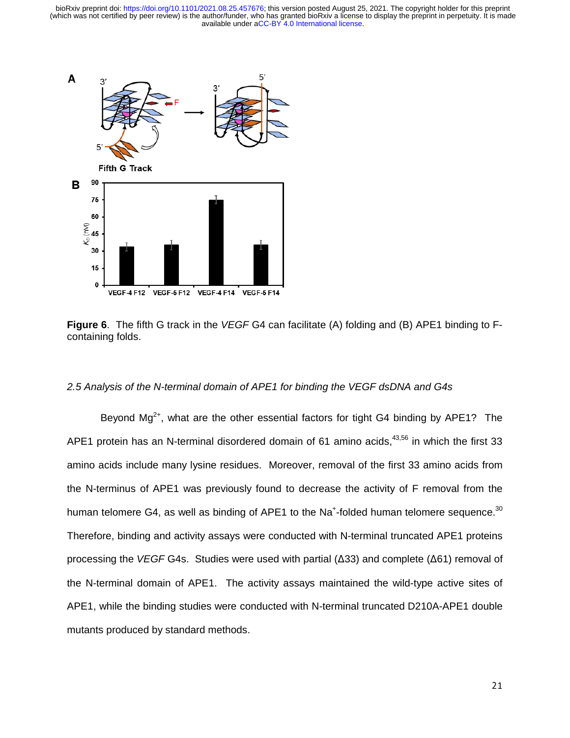**Figure 6**. The fifth G track in the *VEGF* G4 can facilitate (A) folding and (B) APE1 binding to F-containing folds.

*2.5 Analysis of the N-terminal domain of APE1 for binding the VEGF dsDNA and G4s*

Beyond $Mg^{2+}$, what are the other essential factors for tight G4 binding by APE1? The APE1 protein has an N-terminal disordered domain of 61 amino acids,[43,56] in which the first 33 amino acids include many lysine residues. Moreover, removal of the first 33 amino acids from the N-terminus of APE1 was previously found to decrease the activity of F removal from the human telomere G4, as well as binding of APE1 to the $Na^+$-folded human telomere sequence.[30] Therefore, binding and activity assays were conducted with N-terminal truncated APE1 proteins processing the *VEGF* G4s. Studies were used with partial (Δ33) and complete (Δ61) removal of the N-terminal domain of APE1. The activity assays maintained the wild-type active sites of APE1, while the binding studies were conducted with N-terminal truncated D210A-APE1 double mutants produced by standard methods.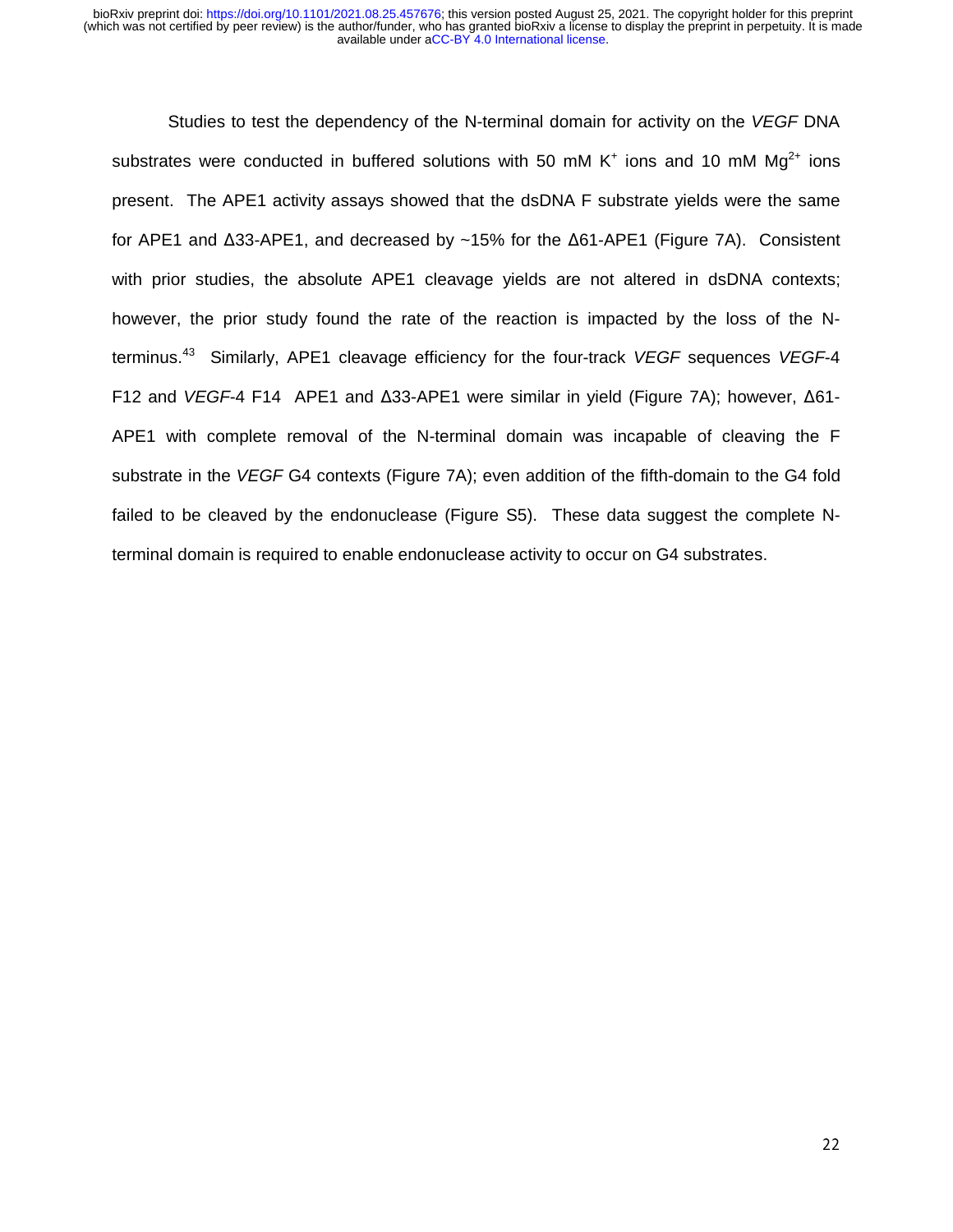Studies to test the dependency of the N-terminal domain for activity on the *VEGF* DNA substrates were conducted in buffered solutions with 50 mM $K^+$ ions and 10 mM $Mg^{2+}$ ions present. The APE1 activity assays showed that the dsDNA F substrate yields were the same for APE1 and Δ33-APE1, and decreased by ~15% for the Δ61-APE1 (Figure 7A). Consistent with prior studies, the absolute APE1 cleavage yields are not altered in dsDNA contexts; however, the prior study found the rate of the reaction is impacted by the loss of the N-terminus.[43] Similarly, APE1 cleavage efficiency for the four-track *VEGF* sequences *VEGF*-4 F12 and *VEGF*-4 F14 APE1 and Δ33-APE1 were similar in yield (Figure 7A); however, Δ61-APE1 with complete removal of the N-terminal domain was incapable of cleaving the F substrate in the *VEGF* G4 contexts (Figure 7A); even addition of the fifth-domain to the G4 fold failed to be cleaved by the endonuclease (Figure S5). These data suggest the complete N-terminal domain is required to enable endonuclease activity to occur on G4 substrates.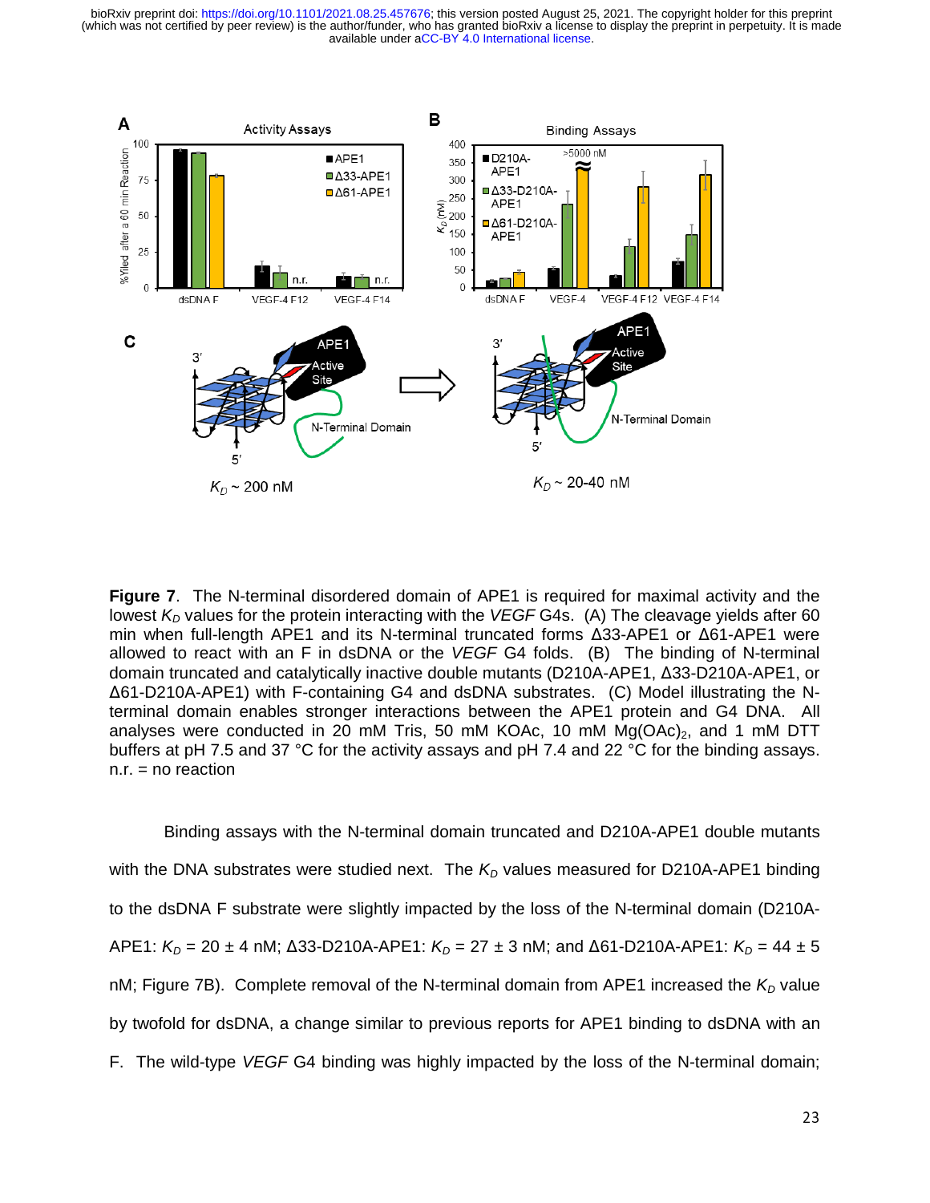**Figure 7**. The N-terminal disordered domain of APE1 is required for maximal activity and the lowest $K_D$ values for the protein interacting with the *VEGF* G4s. (A) The cleavage yields after 60 min when full-length APE1 and its N-terminal truncated forms Δ33-APE1 or Δ61-APE1 were allowed to react with an F in dsDNA or the *VEGF* G4 folds. (B) The binding of N-terminal domain truncated and catalytically inactive double mutants (D210A-APE1, Δ33-D210A-APE1, or Δ61-D210A-APE1) with F-containing G4 and dsDNA substrates. (C) Model illustrating the N-terminal domain enables stronger interactions between the APE1 protein and G4 DNA. All analyses were conducted in 20 mM Tris, 50 mM KOAc, 10 mM $Mg(OAc)_2$, and 1 mM DTT buffers at pH 7.5 and 37 °C for the activity assays and pH 7.4 and 22 °C for the binding assays. n.r. = no reaction

Binding assays with the N-terminal domain truncated and D210A-APE1 double mutants with the DNA substrates were studied next. The $K_D$ values measured for D210A-APE1 binding to the dsDNA F substrate were slightly impacted by the loss of the N-terminal domain (D210A-APE1: $K_D$ = 20 ± 4 nM; Δ33-D210A-APE1: $K_D$ = 27 ± 3 nM; and Δ61-D210A-APE1: $K_D$ = 44 ± 5 nM; Figure 7B). Complete removal of the N-terminal domain from APE1 increased the $K_D$ value by twofold for dsDNA, a change similar to previous reports for APE1 binding to dsDNA with an F. The wild-type *VEGF* G4 binding was highly impacted by the loss of the N-terminal domain;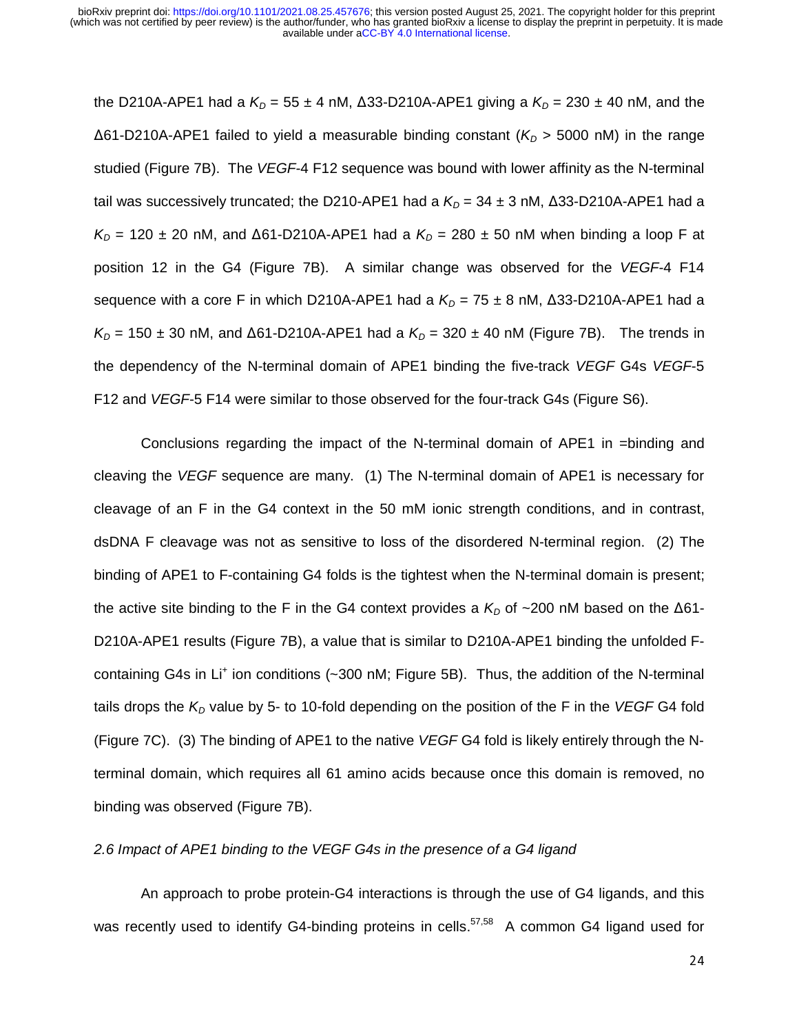the D210A-APE1 had a $K_D$ = 55 ± 4 nM, Δ33-D210A-APE1 giving a $K_D$ = 230 ± 40 nM, and the Δ61-D210A-APE1 failed to yield a measurable binding constant ($K_D$ > 5000 nM) in the range studied (Figure 7B). The *VEGF*-4 F12 sequence was bound with lower affinity as the N-terminal tail was successively truncated; the D210-APE1 had a $K_D$ = 34 ± 3 nM, Δ33-D210A-APE1 had a $K_D$ = 120 ± 20 nM, and Δ61-D210A-APE1 had a $K_D$ = 280 ± 50 nM when binding a loop F at position 12 in the G4 (Figure 7B). A similar change was observed for the *VEGF*-4 F14 sequence with a core F in which D210A-APE1 had a $K_D$ = 75 ± 8 nM, Δ33-D210A-APE1 had a $K_D$ = 150 ± 30 nM, and Δ61-D210A-APE1 had a $K_D$ = 320 ± 40 nM (Figure 7B). The trends in the dependency of the N-terminal domain of APE1 binding the five-track *VEGF* G4s *VEGF*-5 F12 and *VEGF*-5 F14 were similar to those observed for the four-track G4s (Figure S6).

Conclusions regarding the impact of the N-terminal domain of APE1 in =binding and cleaving the *VEGF* sequence are many. (1) The N-terminal domain of APE1 is necessary for cleavage of an F in the G4 context in the 50 mM ionic strength conditions, and in contrast, dsDNA F cleavage was not as sensitive to loss of the disordered N-terminal region. (2) The binding of APE1 to F-containing G4 folds is the tightest when the N-terminal domain is present; the active site binding to the F in the G4 context provides a $K_D$ of ~200 nM based on the Δ61-D210A-APE1 results (Figure 7B), a value that is similar to D210A-APE1 binding the unfolded F-containing G4s in $Li^+$ ion conditions (~300 nM; Figure 5B). Thus, the addition of the N-terminal tails drops the $K_D$ value by 5- to 10-fold depending on the position of the F in the *VEGF* G4 fold (Figure 7C). (3) The binding of APE1 to the native *VEGF* G4 fold is likely entirely through the N-terminal domain, which requires all 61 amino acids because once this domain is removed, no binding was observed (Figure 7B).

### *2.6 Impact of APE1 binding to the VEGF G4s in the presence of a G4 ligand*

An approach to probe protein-G4 interactions is through the use of G4 ligands, and this was recently used to identify G4-binding proteins in cells.[57,58] A common G4 ligand used for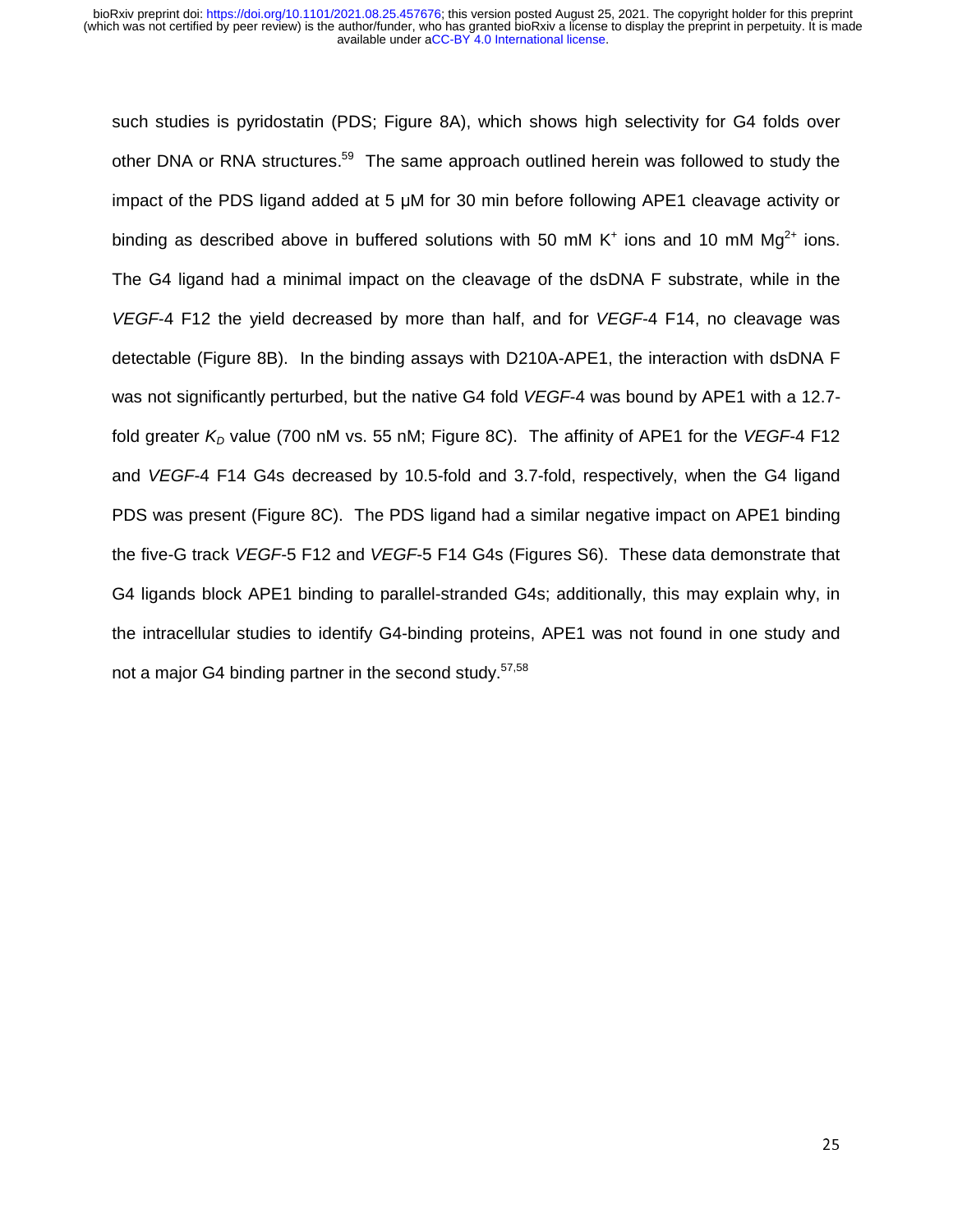such studies is pyridostatin (PDS; Figure 8A), which shows high selectivity for G4 folds over other DNA or RNA structures.[59] The same approach outlined herein was followed to study the impact of the PDS ligand added at 5 μM for 30 min before following APE1 cleavage activity or binding as described above in buffered solutions with 50 mM $K^+$ ions and 10 mM $Mg^{2+}$ ions. The G4 ligand had a minimal impact on the cleavage of the dsDNA F substrate, while in the *VEGF*-4 F12 the yield decreased by more than half, and for *VEGF*-4 F14, no cleavage was detectable (Figure 8B). In the binding assays with D210A-APE1, the interaction with dsDNA F was not significantly perturbed, but the native G4 fold *VEGF*-4 was bound by APE1 with a 12.7-fold greater $K_D$ value (700 nM vs. 55 nM; Figure 8C). The affinity of APE1 for the *VEGF*-4 F12 and *VEGF*-4 F14 G4s decreased by 10.5-fold and 3.7-fold, respectively, when the G4 ligand PDS was present (Figure 8C). The PDS ligand had a similar negative impact on APE1 binding the five-G track *VEGF*-5 F12 and *VEGF*-5 F14 G4s (Figures S6). These data demonstrate that G4 ligands block APE1 binding to parallel-stranded G4s; additionally, this may explain why, in the intracellular studies to identify G4-binding proteins, APE1 was not found in one study and not a major G4 binding partner in the second study.[57,58]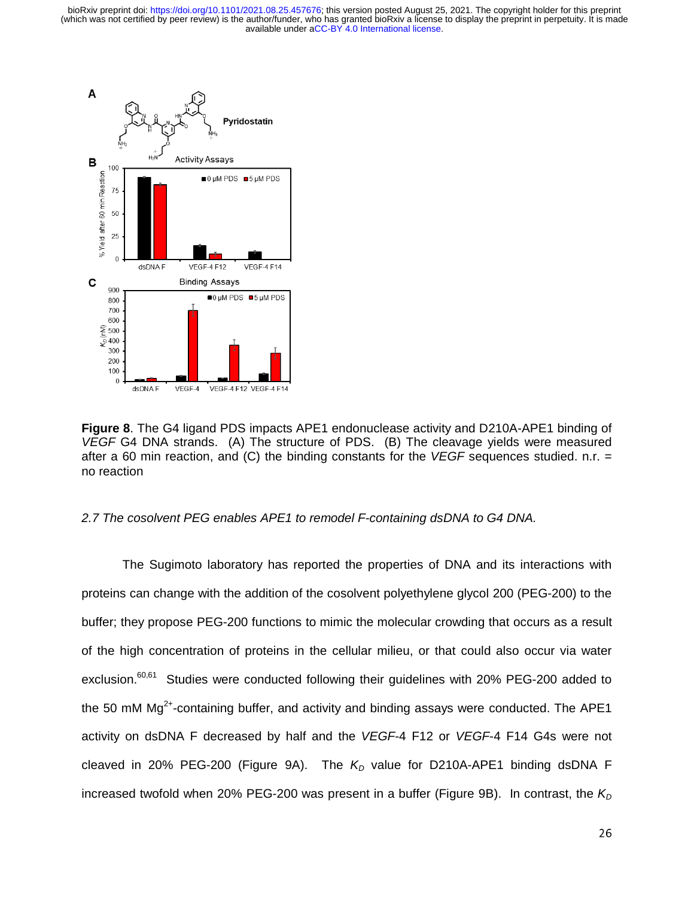**Figure 8**. The G4 ligand PDS impacts APE1 endonuclease activity and D210A-APE1 binding of *VEGF* G4 DNA strands. (A) The structure of PDS. (B) The cleavage yields were measured after a 60 min reaction, and (C) the binding constants for the *VEGF* sequences studied. n.r. = no reaction

*2.7 The cosolvent PEG enables APE1 to remodel F-containing dsDNA to G4 DNA.*

The Sugimoto laboratory has reported the properties of DNA and its interactions with proteins can change with the addition of the cosolvent polyethylene glycol 200 (PEG-200) to the buffer; they propose PEG-200 functions to mimic the molecular crowding that occurs as a result of the high concentration of proteins in the cellular milieu, or that could also occur via water exclusion.[60,61] Studies were conducted following their guidelines with 20% PEG-200 added to the 50 mM $Mg^{2+}$-containing buffer, and activity and binding assays were conducted. The APE1 activity on dsDNA F decreased by half and the *VEGF*-4 F12 or *VEGF*-4 F14 G4s were not cleaved in 20% PEG-200 (Figure 9A). The $K_D$ value for D210A-APE1 binding dsDNA F increased twofold when 20% PEG-200 was present in a buffer (Figure 9B). In contrast, the $K_D$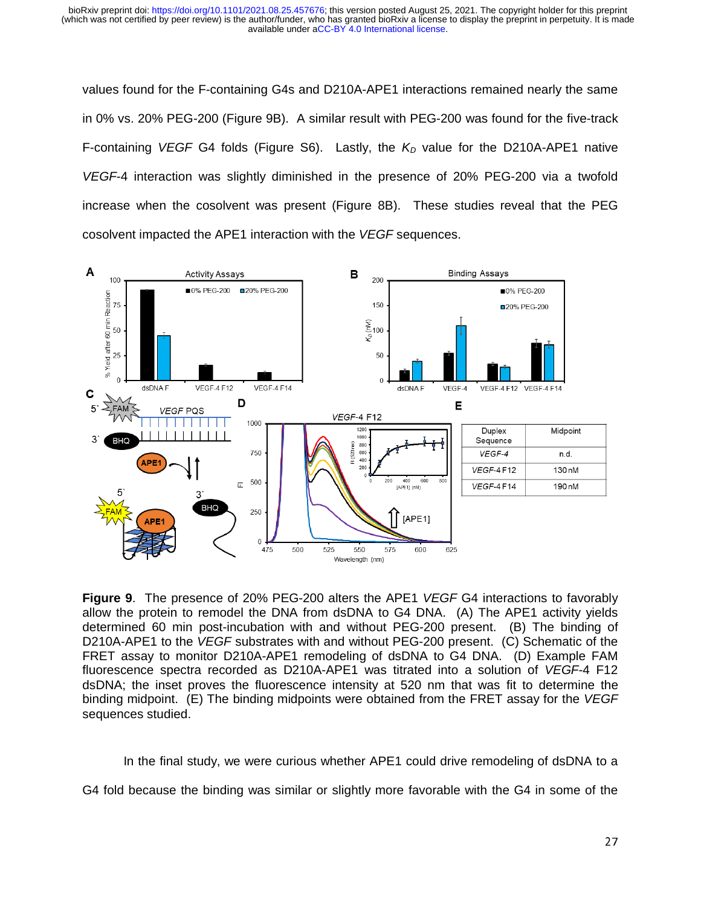values found for the F-containing G4s and D210A-APE1 interactions remained nearly the same in 0% vs. 20% PEG-200 (Figure 9B). A similar result with PEG-200 was found for the five-track F-containing *VEGF* G4 folds (Figure S6). Lastly, the $K_D$ value for the D210A-APE1 native *VEGF*-4 interaction was slightly diminished in the presence of 20% PEG-200 via a twofold increase when the cosolvent was present (Figure 8B). These studies reveal that the PEG cosolvent impacted the APE1 interaction with the *VEGF* sequences.

| Duplex Sequence | Midpoint |
|---|---|
| *VEGF*-4 | n.d. |
| *VEGF*-4 F12 | 130 nM |
| *VEGF*-4 F14 | 190 nM |

**Figure 9**. The presence of 20% PEG-200 alters the APE1 *VEGF* G4 interactions to favorably allow the protein to remodel the DNA from dsDNA to G4 DNA. (A) The APE1 activity yields determined 60 min post-incubation with and without PEG-200 present. (B) The binding of D210A-APE1 to the *VEGF* substrates with and without PEG-200 present. (C) Schematic of the FRET assay to monitor D210A-APE1 remodeling of dsDNA to G4 DNA. (D) Example FAM fluorescence spectra recorded as D210A-APE1 was titrated into a solution of *VEGF*-4 F12 dsDNA; the inset proves the fluorescence intensity at 520 nm that was fit to determine the binding midpoint. (E) The binding midpoints were obtained from the FRET assay for the *VEGF* sequences studied.

In the final study, we were curious whether APE1 could drive remodeling of dsDNA to a G4 fold because the binding was similar or slightly more favorable with the G4 in some of the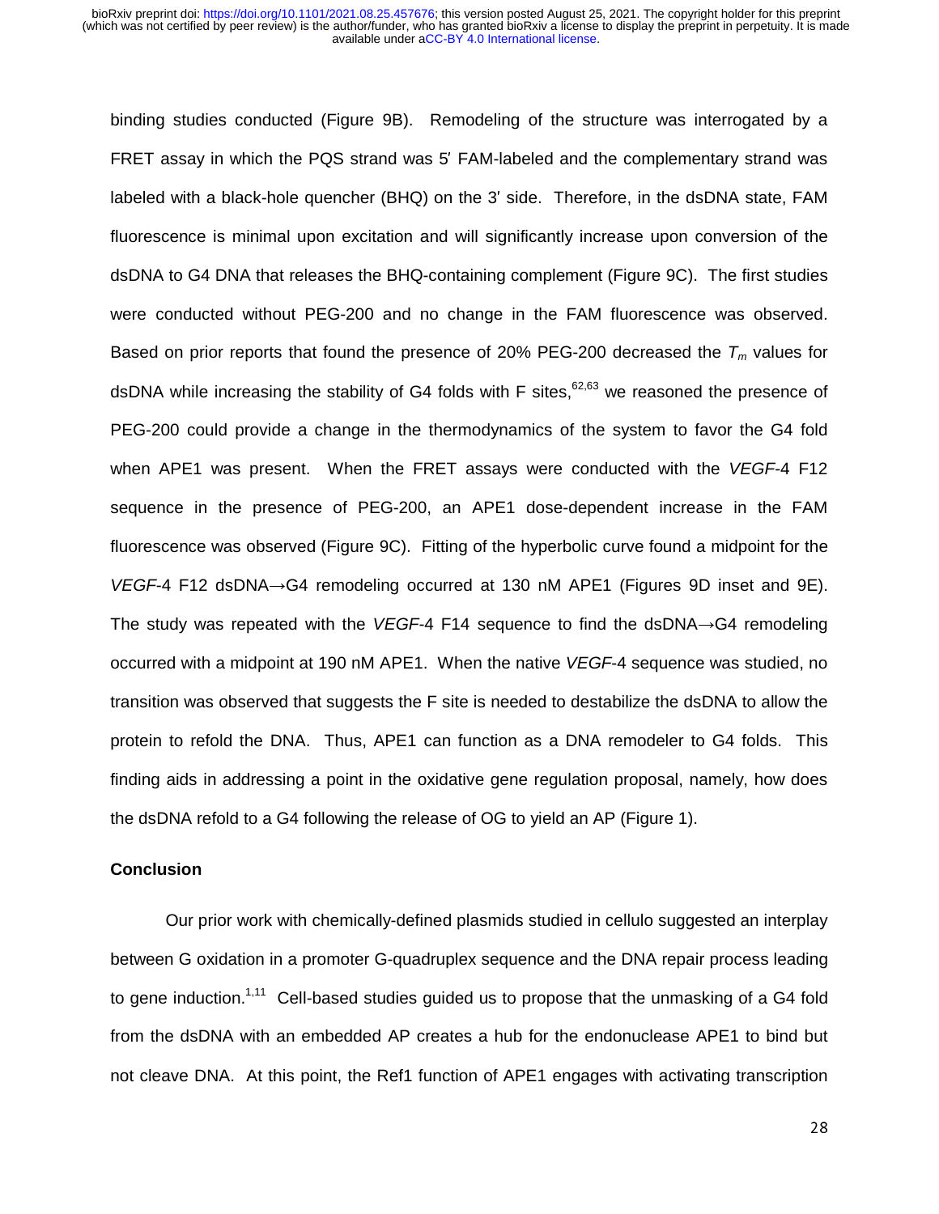binding studies conducted (Figure 9B). Remodeling of the structure was interrogated by a FRET assay in which the PQS strand was 5′ FAM-labeled and the complementary strand was labeled with a black-hole quencher (BHQ) on the 3′ side. Therefore, in the dsDNA state, FAM fluorescence is minimal upon excitation and will significantly increase upon conversion of the dsDNA to G4 DNA that releases the BHQ-containing complement (Figure 9C). The first studies were conducted without PEG-200 and no change in the FAM fluorescence was observed. Based on prior reports that found the presence of 20% PEG-200 decreased the $T_m$ values for dsDNA while increasing the stability of G4 folds with F sites,[62,63] we reasoned the presence of PEG-200 could provide a change in the thermodynamics of the system to favor the G4 fold when APE1 was present. When the FRET assays were conducted with the *VEGF*-4 F12 sequence in the presence of PEG-200, an APE1 dose-dependent increase in the FAM fluorescence was observed (Figure 9C). Fitting of the hyperbolic curve found a midpoint for the *VEGF*-4 F12 dsDNA→G4 remodeling occurred at 130 nM APE1 (Figures 9D inset and 9E). The study was repeated with the *VEGF*-4 F14 sequence to find the dsDNA→G4 remodeling occurred with a midpoint at 190 nM APE1. When the native *VEGF*-4 sequence was studied, no transition was observed that suggests the F site is needed to destabilize the dsDNA to allow the protein to refold the DNA. Thus, APE1 can function as a DNA remodeler to G4 folds. This finding aids in addressing a point in the oxidative gene regulation proposal, namely, how does the dsDNA refold to a G4 following the release of OG to yield an AP (Figure 1).

## Conclusion

Our prior work with chemically-defined plasmids studied in cellulo suggested an interplay between G oxidation in a promoter G-quadruplex sequence and the DNA repair process leading to gene induction.[1,11] Cell-based studies guided us to propose that the unmasking of a G4 fold from the dsDNA with an embedded AP creates a hub for the endonuclease APE1 to bind but not cleave DNA. At this point, the Ref1 function of APE1 engages with activating transcription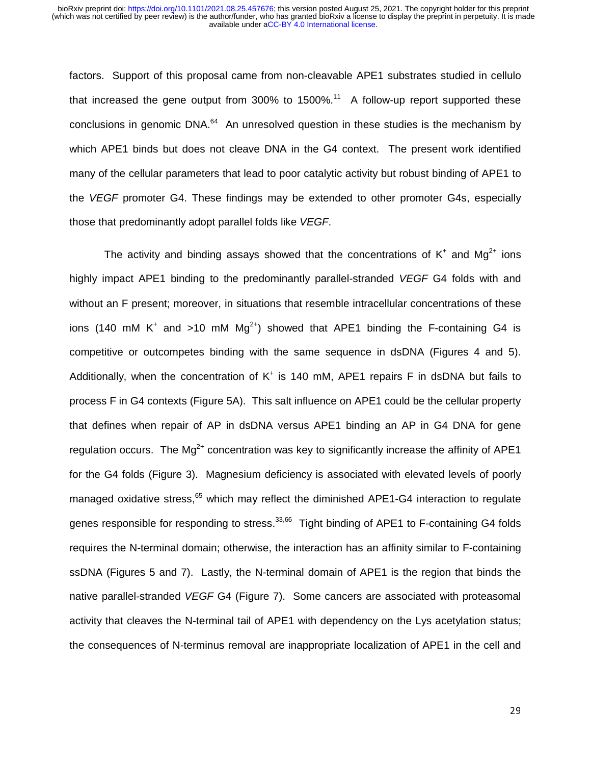factors. Support of this proposal came from non-cleavable APE1 substrates studied in cellulo that increased the gene output from 300% to 1500%.[11] A follow-up report supported these conclusions in genomic DNA.[64] An unresolved question in these studies is the mechanism by which APE1 binds but does not cleave DNA in the G4 context. The present work identified many of the cellular parameters that lead to poor catalytic activity but robust binding of APE1 to the *VEGF* promoter G4. These findings may be extended to other promoter G4s, especially those that predominantly adopt parallel folds like *VEGF*.

The activity and binding assays showed that the concentrations of $K^+$ and $Mg^{2+}$ ions highly impact APE1 binding to the predominantly parallel-stranded *VEGF* G4 folds with and without an F present; moreover, in situations that resemble intracellular concentrations of these ions (140 mM $K^+$ and >10 mM $Mg^{2+}$) showed that APE1 binding the F-containing G4 is competitive or outcompetes binding with the same sequence in dsDNA (Figures 4 and 5). Additionally, when the concentration of $K^+$ is 140 mM, APE1 repairs F in dsDNA but fails to process F in G4 contexts (Figure 5A). This salt influence on APE1 could be the cellular property that defines when repair of AP in dsDNA versus APE1 binding an AP in G4 DNA for gene regulation occurs. The $Mg^{2+}$ concentration was key to significantly increase the affinity of APE1 for the G4 folds (Figure 3). Magnesium deficiency is associated with elevated levels of poorly managed oxidative stress,[65] which may reflect the diminished APE1-G4 interaction to regulate genes responsible for responding to stress.[33,66] Tight binding of APE1 to F-containing G4 folds requires the N-terminal domain; otherwise, the interaction has an affinity similar to F-containing ssDNA (Figures 5 and 7). Lastly, the N-terminal domain of APE1 is the region that binds the native parallel-stranded *VEGF* G4 (Figure 7). Some cancers are associated with proteasomal activity that cleaves the N-terminal tail of APE1 with dependency on the Lys acetylation status; the consequences of N-terminus removal are inappropriate localization of APE1 in the cell and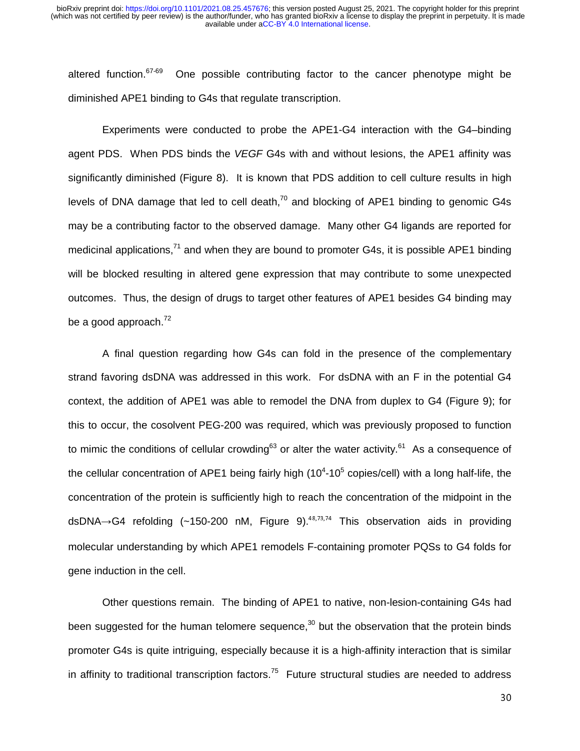altered function.[67-69] One possible contributing factor to the cancer phenotype might be diminished APE1 binding to G4s that regulate transcription.

Experiments were conducted to probe the APE1-G4 interaction with the G4–binding agent PDS. When PDS binds the *VEGF* G4s with and without lesions, the APE1 affinity was significantly diminished (Figure 8). It is known that PDS addition to cell culture results in high levels of DNA damage that led to cell death,[70] and blocking of APE1 binding to genomic G4s may be a contributing factor to the observed damage. Many other G4 ligands are reported for medicinal applications,[71] and when they are bound to promoter G4s, it is possible APE1 binding will be blocked resulting in altered gene expression that may contribute to some unexpected outcomes. Thus, the design of drugs to target other features of APE1 besides G4 binding may be a good approach.[72]

A final question regarding how G4s can fold in the presence of the complementary strand favoring dsDNA was addressed in this work. For dsDNA with an F in the potential G4 context, the addition of APE1 was able to remodel the DNA from duplex to G4 (Figure 9); for this to occur, the cosolvent PEG-200 was required, which was previously proposed to function to mimic the conditions of cellular crowding[63] or alter the water activity.[61] As a consequence of the cellular concentration of APE1 being fairly high ($10^4$-$10^5$ copies/cell) with a long half-life, the concentration of the protein is sufficiently high to reach the concentration of the midpoint in the dsDNA→G4 refolding (~150-200 nM, Figure 9).[48,73,74] This observation aids in providing molecular understanding by which APE1 remodels F-containing promoter PQSs to G4 folds for gene induction in the cell.

Other questions remain. The binding of APE1 to native, non-lesion-containing G4s had been suggested for the human telomere sequence,[30] but the observation that the protein binds promoter G4s is quite intriguing, especially because it is a high-affinity interaction that is similar in affinity to traditional transcription factors.[75] Future structural studies are needed to address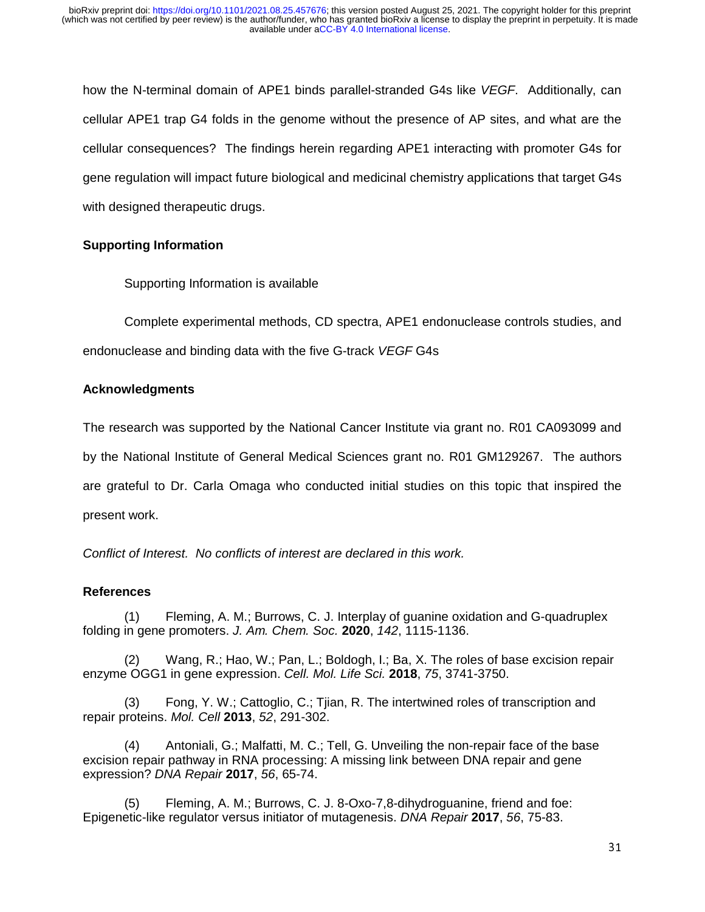how the N-terminal domain of APE1 binds parallel-stranded G4s like *VEGF*. Additionally, can cellular APE1 trap G4 folds in the genome without the presence of AP sites, and what are the cellular consequences? The findings herein regarding APE1 interacting with promoter G4s for gene regulation will impact future biological and medicinal chemistry applications that target G4s with designed therapeutic drugs.

## Supporting Information

Supporting Information is available

Complete experimental methods, CD spectra, APE1 endonuclease controls studies, and endonuclease and binding data with the five G-track *VEGF* G4s

## Acknowledgments

The research was supported by the National Cancer Institute via grant no. R01 CA093099 and by the National Institute of General Medical Sciences grant no. R01 GM129267. The authors are grateful to Dr. Carla Omaga who conducted initial studies on this topic that inspired the present work.

*Conflict of Interest. No conflicts of interest are declared in this work.*

## References

(1) Fleming, A. M.; Burrows, C. J. Interplay of guanine oxidation and G-quadruplex folding in gene promoters. *J. Am. Chem. Soc.* **2020**, *142*, 1115-1136.

(2) Wang, R.; Hao, W.; Pan, L.; Boldogh, I.; Ba, X. The roles of base excision repair enzyme OGG1 in gene expression. *Cell. Mol. Life Sci.* **2018**, *75*, 3741-3750.

(3) Fong, Y. W.; Cattoglio, C.; Tjian, R. The intertwined roles of transcription and repair proteins. *Mol. Cell* **2013**, *52*, 291-302.

(4) Antoniali, G.; Malfatti, M. C.; Tell, G. Unveiling the non-repair face of the base excision repair pathway in RNA processing: A missing link between DNA repair and gene expression? *DNA Repair* **2017**, *56*, 65-74.

(5) Fleming, A. M.; Burrows, C. J. 8-Oxo-7,8-dihydroguanine, friend and foe: Epigenetic-like regulator versus initiator of mutagenesis. *DNA Repair* **2017**, *56*, 75-83.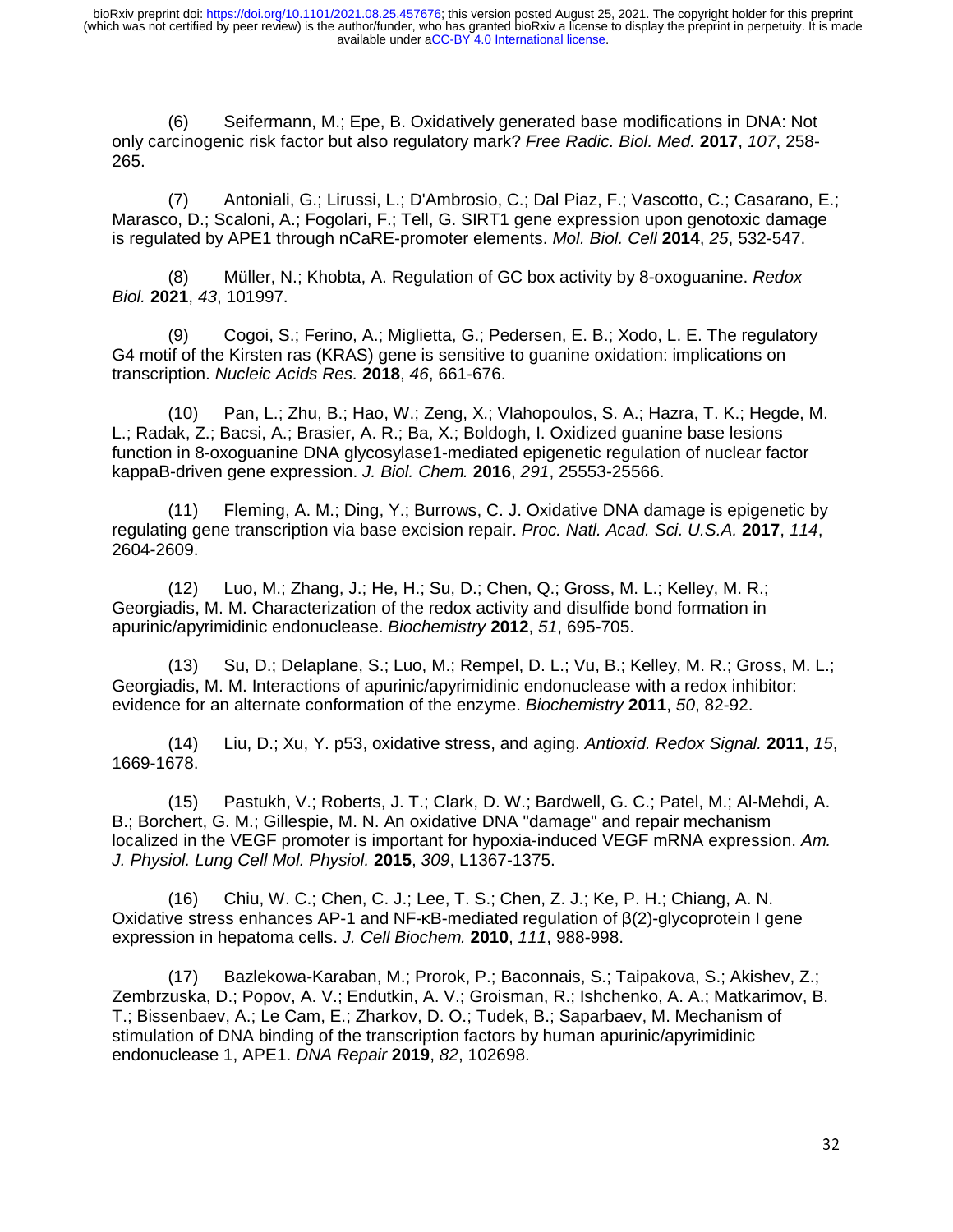(6) Seifermann, M.; Epe, B. Oxidatively generated base modifications in DNA: Not only carcinogenic risk factor but also regulatory mark? *Free Radic. Biol. Med.* **2017**, *107*, 258-265.

(7) Antoniali, G.; Lirussi, L.; D'Ambrosio, C.; Dal Piaz, F.; Vascotto, C.; Casarano, E.; Marasco, D.; Scaloni, A.; Fogolari, F.; Tell, G. SIRT1 gene expression upon genotoxic damage is regulated by APE1 through nCaRE-promoter elements. *Mol. Biol. Cell* **2014**, *25*, 532-547.

(8) Müller, N.; Khobta, A. Regulation of GC box activity by 8-oxoguanine. *Redox Biol.* **2021**, *43*, 101997.

(9) Cogoi, S.; Ferino, A.; Miglietta, G.; Pedersen, E. B.; Xodo, L. E. The regulatory G4 motif of the Kirsten ras (KRAS) gene is sensitive to guanine oxidation: implications on transcription. *Nucleic Acids Res.* **2018**, *46*, 661-676.

(10) Pan, L.; Zhu, B.; Hao, W.; Zeng, X.; Vlahopoulos, S. A.; Hazra, T. K.; Hegde, M. L.; Radak, Z.; Bacsi, A.; Brasier, A. R.; Ba, X.; Boldogh, I. Oxidized guanine base lesions function in 8-oxoguanine DNA glycosylase1-mediated epigenetic regulation of nuclear factor kappaB-driven gene expression. *J. Biol. Chem.* **2016**, *291*, 25553-25566.

(11) Fleming, A. M.; Ding, Y.; Burrows, C. J. Oxidative DNA damage is epigenetic by regulating gene transcription via base excision repair. *Proc. Natl. Acad. Sci. U.S.A.* **2017**, *114*, 2604-2609.

(12) Luo, M.; Zhang, J.; He, H.; Su, D.; Chen, Q.; Gross, M. L.; Kelley, M. R.; Georgiadis, M. M. Characterization of the redox activity and disulfide bond formation in apurinic/apyrimidinic endonuclease. *Biochemistry* **2012**, *51*, 695-705.

(13) Su, D.; Delaplane, S.; Luo, M.; Rempel, D. L.; Vu, B.; Kelley, M. R.; Gross, M. L.; Georgiadis, M. M. Interactions of apurinic/apyrimidinic endonuclease with a redox inhibitor: evidence for an alternate conformation of the enzyme. *Biochemistry* **2011**, *50*, 82-92.

(14) Liu, D.; Xu, Y. p53, oxidative stress, and aging. *Antioxid. Redox Signal.* **2011**, *15*, 1669-1678.

(15) Pastukh, V.; Roberts, J. T.; Clark, D. W.; Bardwell, G. C.; Patel, M.; Al-Mehdi, A. B.; Borchert, G. M.; Gillespie, M. N. An oxidative DNA "damage" and repair mechanism localized in the VEGF promoter is important for hypoxia-induced VEGF mRNA expression. *Am. J. Physiol. Lung Cell Mol. Physiol.* **2015**, *309*, L1367-1375.

(16) Chiu, W. C.; Chen, C. J.; Lee, T. S.; Chen, Z. J.; Ke, P. H.; Chiang, A. N. Oxidative stress enhances AP-1 and NF-κB-mediated regulation of β(2)-glycoprotein I gene expression in hepatoma cells. *J. Cell Biochem.* **2010**, *111*, 988-998.

(17) Bazlekowa-Karaban, M.; Prorok, P.; Baconnais, S.; Taipakova, S.; Akishev, Z.; Zembrzuska, D.; Popov, A. V.; Endutkin, A. V.; Groisman, R.; Ishchenko, A. A.; Matkarimov, B. T.; Bissenbaev, A.; Le Cam, E.; Zharkov, D. O.; Tudek, B.; Saparbaev, M. Mechanism of stimulation of DNA binding of the transcription factors by human apurinic/apyrimidinic endonuclease 1, APE1. *DNA Repair* **2019**, *82*, 102698.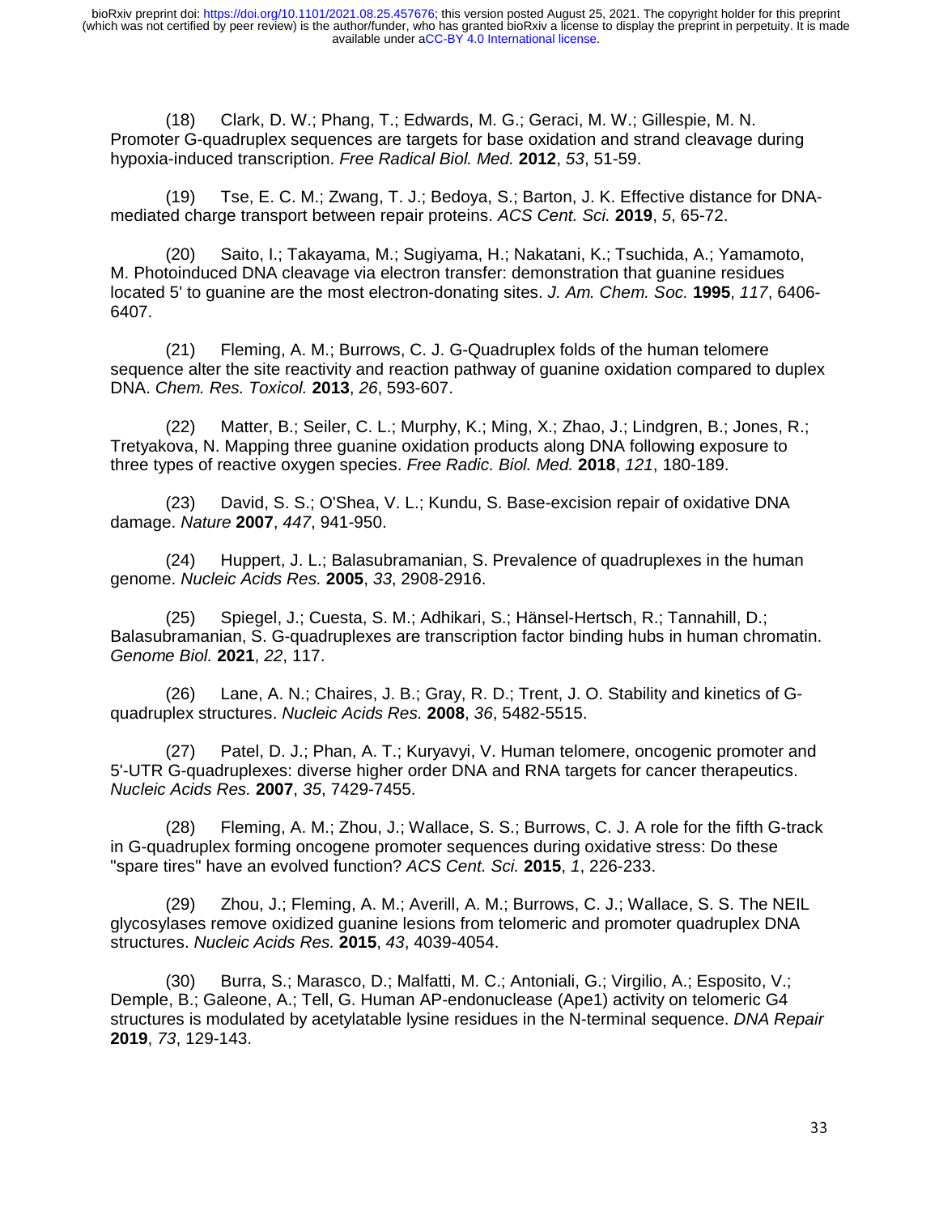(18) Clark, D. W.; Phang, T.; Edwards, M. G.; Geraci, M. W.; Gillespie, M. N. Promoter G-quadruplex sequences are targets for base oxidation and strand cleavage during hypoxia-induced transcription. *Free Radical Biol. Med.* **2012**, *53*, 51-59.

(19) Tse, E. C. M.; Zwang, T. J.; Bedoya, S.; Barton, J. K. Effective distance for DNA-mediated charge transport between repair proteins. *ACS Cent. Sci.* **2019**, *5*, 65-72.

(20) Saito, I.; Takayama, M.; Sugiyama, H.; Nakatani, K.; Tsuchida, A.; Yamamoto, M. Photoinduced DNA cleavage via electron transfer: demonstration that guanine residues located 5' to guanine are the most electron-donating sites. *J. Am. Chem. Soc.* **1995**, *117*, 6406-6407.

(21) Fleming, A. M.; Burrows, C. J. G-Quadruplex folds of the human telomere sequence alter the site reactivity and reaction pathway of guanine oxidation compared to duplex DNA. *Chem. Res. Toxicol.* **2013**, *26*, 593-607.

(22) Matter, B.; Seiler, C. L.; Murphy, K.; Ming, X.; Zhao, J.; Lindgren, B.; Jones, R.; Tretyakova, N. Mapping three guanine oxidation products along DNA following exposure to three types of reactive oxygen species. *Free Radic. Biol. Med.* **2018**, *121*, 180-189.

(23) David, S. S.; O'Shea, V. L.; Kundu, S. Base-excision repair of oxidative DNA damage. *Nature* **2007**, *447*, 941-950.

(24) Huppert, J. L.; Balasubramanian, S. Prevalence of quadruplexes in the human genome. *Nucleic Acids Res.* **2005**, *33*, 2908-2916.

(25) Spiegel, J.; Cuesta, S. M.; Adhikari, S.; Hänsel-Hertsch, R.; Tannahill, D.; Balasubramanian, S. G-quadruplexes are transcription factor binding hubs in human chromatin. *Genome Biol.* **2021**, *22*, 117.

(26) Lane, A. N.; Chaires, J. B.; Gray, R. D.; Trent, J. O. Stability and kinetics of G-quadruplex structures. *Nucleic Acids Res.* **2008**, *36*, 5482-5515.

(27) Patel, D. J.; Phan, A. T.; Kuryavyi, V. Human telomere, oncogenic promoter and 5'-UTR G-quadruplexes: diverse higher order DNA and RNA targets for cancer therapeutics. *Nucleic Acids Res.* **2007**, *35*, 7429-7455.

(28) Fleming, A. M.; Zhou, J.; Wallace, S. S.; Burrows, C. J. A role for the fifth G-track in G-quadruplex forming oncogene promoter sequences during oxidative stress: Do these "spare tires" have an evolved function? *ACS Cent. Sci.* **2015**, *1*, 226-233.

(29) Zhou, J.; Fleming, A. M.; Averill, A. M.; Burrows, C. J.; Wallace, S. S. The NEIL glycosylases remove oxidized guanine lesions from telomeric and promoter quadruplex DNA structures. *Nucleic Acids Res.* **2015**, *43*, 4039-4054.

(30) Burra, S.; Marasco, D.; Malfatti, M. C.; Antoniali, G.; Virgilio, A.; Esposito, V.; Demple, B.; Galeone, A.; Tell, G. Human AP-endonuclease (Ape1) activity on telomeric G4 structures is modulated by acetylatable lysine residues in the N-terminal sequence. *DNA Repair* **2019**, *73*, 129-143.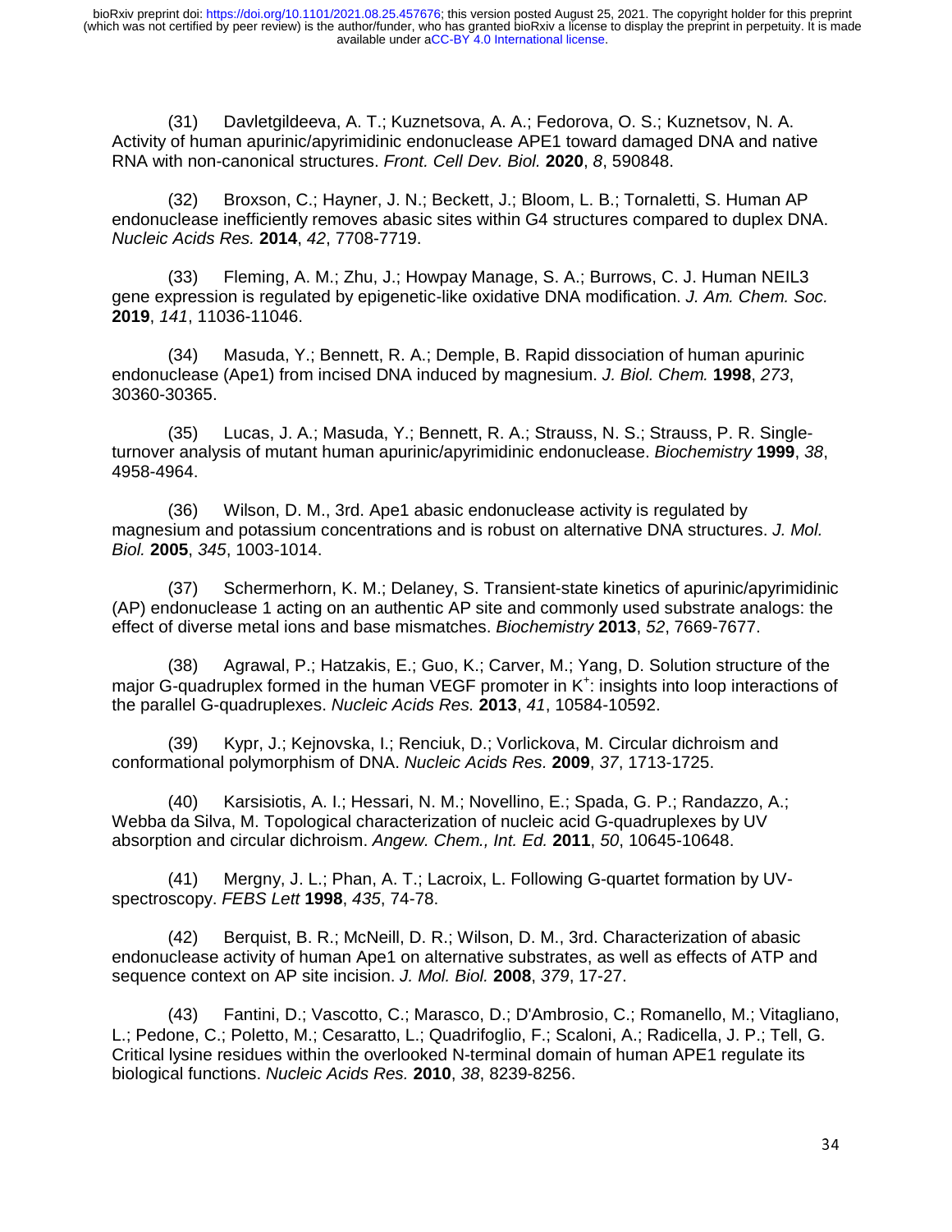(31) Davletgildeeva, A. T.; Kuznetsova, A. A.; Fedorova, O. S.; Kuznetsov, N. A. Activity of human apurinic/apyrimidinic endonuclease APE1 toward damaged DNA and native RNA with non-canonical structures. *Front. Cell Dev. Biol.* **2020**, *8*, 590848.

(32) Broxson, C.; Hayner, J. N.; Beckett, J.; Bloom, L. B.; Tornaletti, S. Human AP endonuclease inefficiently removes abasic sites within G4 structures compared to duplex DNA. *Nucleic Acids Res.* **2014**, *42*, 7708-7719.

(33) Fleming, A. M.; Zhu, J.; Howpay Manage, S. A.; Burrows, C. J. Human NEIL3 gene expression is regulated by epigenetic-like oxidative DNA modification. *J. Am. Chem. Soc.* **2019**, *141*, 11036-11046.

(34) Masuda, Y.; Bennett, R. A.; Demple, B. Rapid dissociation of human apurinic endonuclease (Ape1) from incised DNA induced by magnesium. *J. Biol. Chem.* **1998**, *273*, 30360-30365.

(35) Lucas, J. A.; Masuda, Y.; Bennett, R. A.; Strauss, N. S.; Strauss, P. R. Single-turnover analysis of mutant human apurinic/apyrimidinic endonuclease. *Biochemistry* **1999**, *38*, 4958-4964.

(36) Wilson, D. M., 3rd. Ape1 abasic endonuclease activity is regulated by magnesium and potassium concentrations and is robust on alternative DNA structures. *J. Mol. Biol.* **2005**, *345*, 1003-1014.

(37) Schermerhorn, K. M.; Delaney, S. Transient-state kinetics of apurinic/apyrimidinic (AP) endonuclease 1 acting on an authentic AP site and commonly used substrate analogs: the effect of diverse metal ions and base mismatches. *Biochemistry* **2013**, *52*, 7669-7677.

(38) Agrawal, P.; Hatzakis, E.; Guo, K.; Carver, M.; Yang, D. Solution structure of the major G-quadruplex formed in the human VEGF promoter in $K^+$: insights into loop interactions of the parallel G-quadruplexes. *Nucleic Acids Res.* **2013**, *41*, 10584-10592.

(39) Kypr, J.; Kejnovska, I.; Renciuk, D.; Vorlickova, M. Circular dichroism and conformational polymorphism of DNA. *Nucleic Acids Res.* **2009**, *37*, 1713-1725.

(40) Karsisiotis, A. I.; Hessari, N. M.; Novellino, E.; Spada, G. P.; Randazzo, A.; Webba da Silva, M. Topological characterization of nucleic acid G-quadruplexes by UV absorption and circular dichroism. *Angew. Chem., Int. Ed.* **2011**, *50*, 10645-10648.

(41) Mergny, J. L.; Phan, A. T.; Lacroix, L. Following G-quartet formation by UV-spectroscopy. *FEBS Lett* **1998**, *435*, 74-78.

(42) Berquist, B. R.; McNeill, D. R.; Wilson, D. M., 3rd. Characterization of abasic endonuclease activity of human Ape1 on alternative substrates, as well as effects of ATP and sequence context on AP site incision. *J. Mol. Biol.* **2008**, *379*, 17-27.

(43) Fantini, D.; Vascotto, C.; Marasco, D.; D'Ambrosio, C.; Romanello, M.; Vitagliano, L.; Pedone, C.; Poletto, M.; Cesaratto, L.; Quadrifoglio, F.; Scaloni, A.; Radicella, J. P.; Tell, G. Critical lysine residues within the overlooked N-terminal domain of human APE1 regulate its biological functions. *Nucleic Acids Res.* **2010**, *38*, 8239-8256.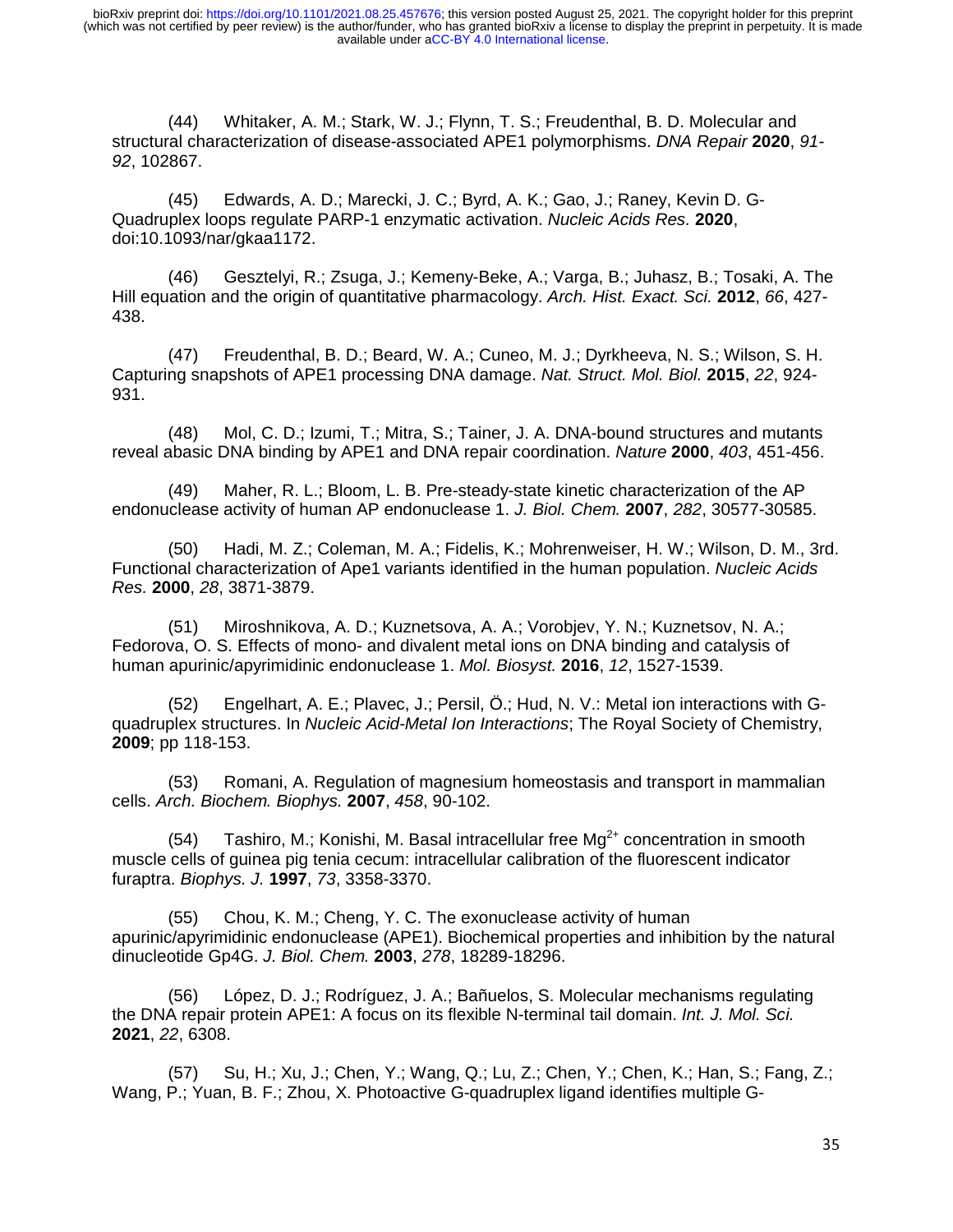(44) Whitaker, A. M.; Stark, W. J.; Flynn, T. S.; Freudenthal, B. D. Molecular and structural characterization of disease-associated APE1 polymorphisms. *DNA Repair* **2020**, *91-92*, 102867.

(45) Edwards, A. D.; Marecki, J. C.; Byrd, A. K.; Gao, J.; Raney, Kevin D. G-Quadruplex loops regulate PARP-1 enzymatic activation. *Nucleic Acids Res.* **2020**, doi:10.1093/nar/gkaa1172.

(46) Gesztelyi, R.; Zsuga, J.; Kemeny-Beke, A.; Varga, B.; Juhasz, B.; Tosaki, A. The Hill equation and the origin of quantitative pharmacology. *Arch. Hist. Exact. Sci.* **2012**, *66*, 427-438.

(47) Freudenthal, B. D.; Beard, W. A.; Cuneo, M. J.; Dyrkheeva, N. S.; Wilson, S. H. Capturing snapshots of APE1 processing DNA damage. *Nat. Struct. Mol. Biol.* **2015**, *22*, 924-931.

(48) Mol, C. D.; Izumi, T.; Mitra, S.; Tainer, J. A. DNA-bound structures and mutants reveal abasic DNA binding by APE1 and DNA repair coordination. *Nature* **2000**, *403*, 451-456.

(49) Maher, R. L.; Bloom, L. B. Pre-steady-state kinetic characterization of the AP endonuclease activity of human AP endonuclease 1. *J. Biol. Chem.* **2007**, *282*, 30577-30585.

(50) Hadi, M. Z.; Coleman, M. A.; Fidelis, K.; Mohrenweiser, H. W.; Wilson, D. M., 3rd. Functional characterization of Ape1 variants identified in the human population. *Nucleic Acids Res.* **2000**, *28*, 3871-3879.

(51) Miroshnikova, A. D.; Kuznetsova, A. A.; Vorobjev, Y. N.; Kuznetsov, N. A.; Fedorova, O. S. Effects of mono- and divalent metal ions on DNA binding and catalysis of human apurinic/apyrimidinic endonuclease 1. *Mol. Biosyst.* **2016**, *12*, 1527-1539.

(52) Engelhart, A. E.; Plavec, J.; Persil, Ö.; Hud, N. V.: Metal ion interactions with G-quadruplex structures. In *Nucleic Acid-Metal Ion Interactions*; The Royal Society of Chemistry, **2009**; pp 118-153.

(53) Romani, A. Regulation of magnesium homeostasis and transport in mammalian cells. *Arch. Biochem. Biophys.* **2007**, *458*, 90-102.

(54) Tashiro, M.; Konishi, M. Basal intracellular free $Mg^{2+}$ concentration in smooth muscle cells of guinea pig tenia cecum: intracellular calibration of the fluorescent indicator furaptra. *Biophys. J.* **1997**, *73*, 3358-3370.

(55) Chou, K. M.; Cheng, Y. C. The exonuclease activity of human apurinic/apyrimidinic endonuclease (APE1). Biochemical properties and inhibition by the natural dinucleotide Gp4G. *J. Biol. Chem.* **2003**, *278*, 18289-18296.

(56) López, D. J.; Rodríguez, J. A.; Bañuelos, S. Molecular mechanisms regulating the DNA repair protein APE1: A focus on its flexible N-terminal tail domain. *Int. J. Mol. Sci.* **2021**, *22*, 6308.

(57) Su, H.; Xu, J.; Chen, Y.; Wang, Q.; Lu, Z.; Chen, Y.; Chen, K.; Han, S.; Fang, Z.; Wang, P.; Yuan, B. F.; Zhou, X. Photoactive G-quadruplex ligand identifies multiple G-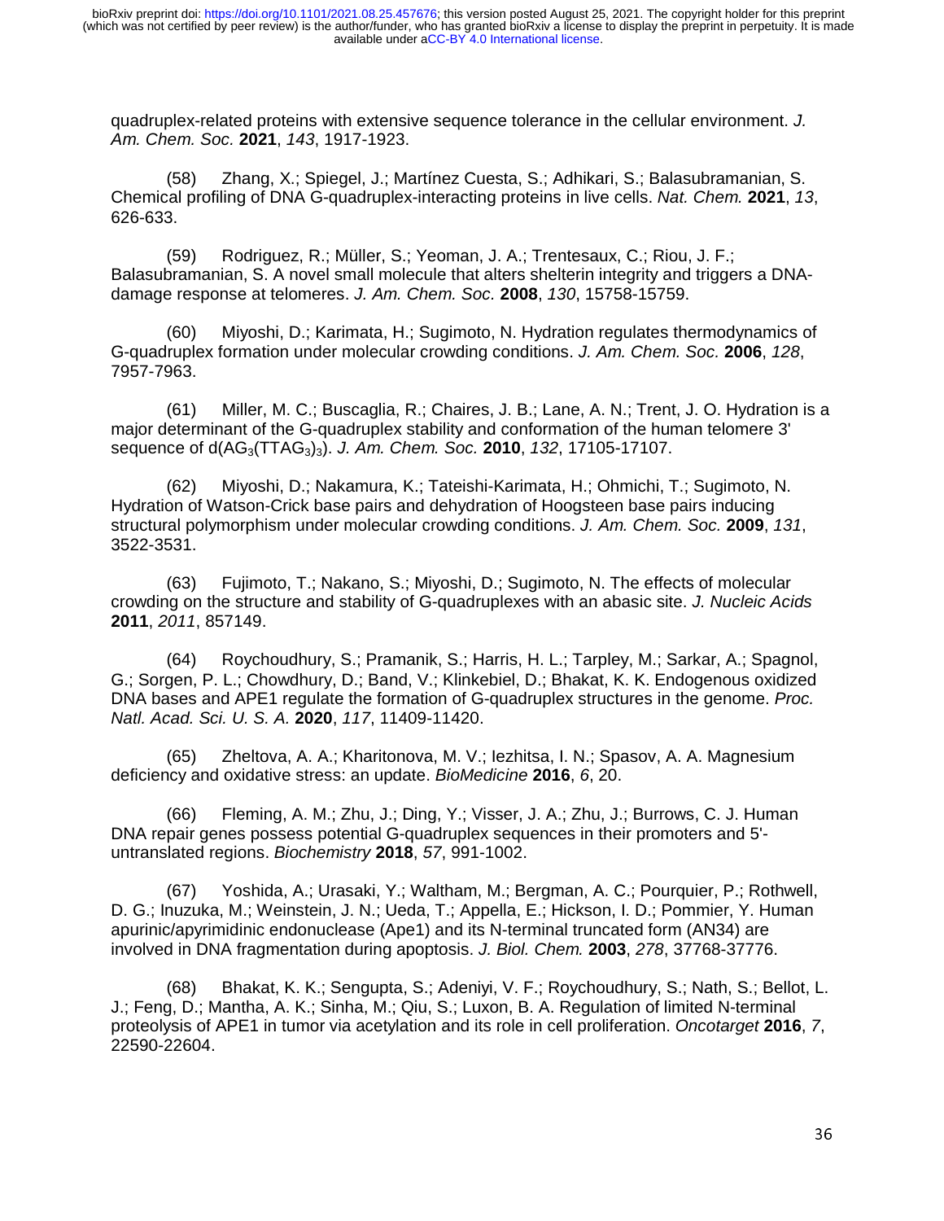quadruplex-related proteins with extensive sequence tolerance in the cellular environment. *J. Am. Chem. Soc.* **2021**, *143*, 1917-1923.

(58) Zhang, X.; Spiegel, J.; Martínez Cuesta, S.; Adhikari, S.; Balasubramanian, S. Chemical profiling of DNA G-quadruplex-interacting proteins in live cells. *Nat. Chem.* **2021**, *13*, 626-633.

(59) Rodriguez, R.; Müller, S.; Yeoman, J. A.; Trentesaux, C.; Riou, J. F.; Balasubramanian, S. A novel small molecule that alters shelterin integrity and triggers a DNA-damage response at telomeres. *J. Am. Chem. Soc.* **2008**, *130*, 15758-15759.

(60) Miyoshi, D.; Karimata, H.; Sugimoto, N. Hydration regulates thermodynamics of G-quadruplex formation under molecular crowding conditions. *J. Am. Chem. Soc.* **2006**, *128*, 7957-7963.

(61) Miller, M. C.; Buscaglia, R.; Chaires, J. B.; Lane, A. N.; Trent, J. O. Hydration is a major determinant of the G-quadruplex stability and conformation of the human telomere 3' sequence of d($AG_3(TTAG_3)_3$). *J. Am. Chem. Soc.* **2010**, *132*, 17105-17107.

(62) Miyoshi, D.; Nakamura, K.; Tateishi-Karimata, H.; Ohmichi, T.; Sugimoto, N. Hydration of Watson-Crick base pairs and dehydration of Hoogsteen base pairs inducing structural polymorphism under molecular crowding conditions. *J. Am. Chem. Soc.* **2009**, *131*, 3522-3531.

(63) Fujimoto, T.; Nakano, S.; Miyoshi, D.; Sugimoto, N. The effects of molecular crowding on the structure and stability of G-quadruplexes with an abasic site. *J. Nucleic Acids* **2011**, *2011*, 857149.

(64) Roychoudhury, S.; Pramanik, S.; Harris, H. L.; Tarpley, M.; Sarkar, A.; Spagnol, G.; Sorgen, P. L.; Chowdhury, D.; Band, V.; Klinkebiel, D.; Bhakat, K. K. Endogenous oxidized DNA bases and APE1 regulate the formation of G-quadruplex structures in the genome. *Proc. Natl. Acad. Sci. U. S. A.* **2020**, *117*, 11409-11420.

(65) Zheltova, A. A.; Kharitonova, M. V.; Iezhitsa, I. N.; Spasov, A. A. Magnesium deficiency and oxidative stress: an update. *BioMedicine* **2016**, *6*, 20.

(66) Fleming, A. M.; Zhu, J.; Ding, Y.; Visser, J. A.; Zhu, J.; Burrows, C. J. Human DNA repair genes possess potential G-quadruplex sequences in their promoters and 5'-untranslated regions. *Biochemistry* **2018**, *57*, 991-1002.

(67) Yoshida, A.; Urasaki, Y.; Waltham, M.; Bergman, A. C.; Pourquier, P.; Rothwell, D. G.; Inuzuka, M.; Weinstein, J. N.; Ueda, T.; Appella, E.; Hickson, I. D.; Pommier, Y. Human apurinic/apyrimidinic endonuclease (Ape1) and its N-terminal truncated form (AN34) are involved in DNA fragmentation during apoptosis. *J. Biol. Chem.* **2003**, *278*, 37768-37776.

(68) Bhakat, K. K.; Sengupta, S.; Adeniyi, V. F.; Roychoudhury, S.; Nath, S.; Bellot, L. J.; Feng, D.; Mantha, A. K.; Sinha, M.; Qiu, S.; Luxon, B. A. Regulation of limited N-terminal proteolysis of APE1 in tumor via acetylation and its role in cell proliferation. *Oncotarget* **2016**, *7*, 22590-22604.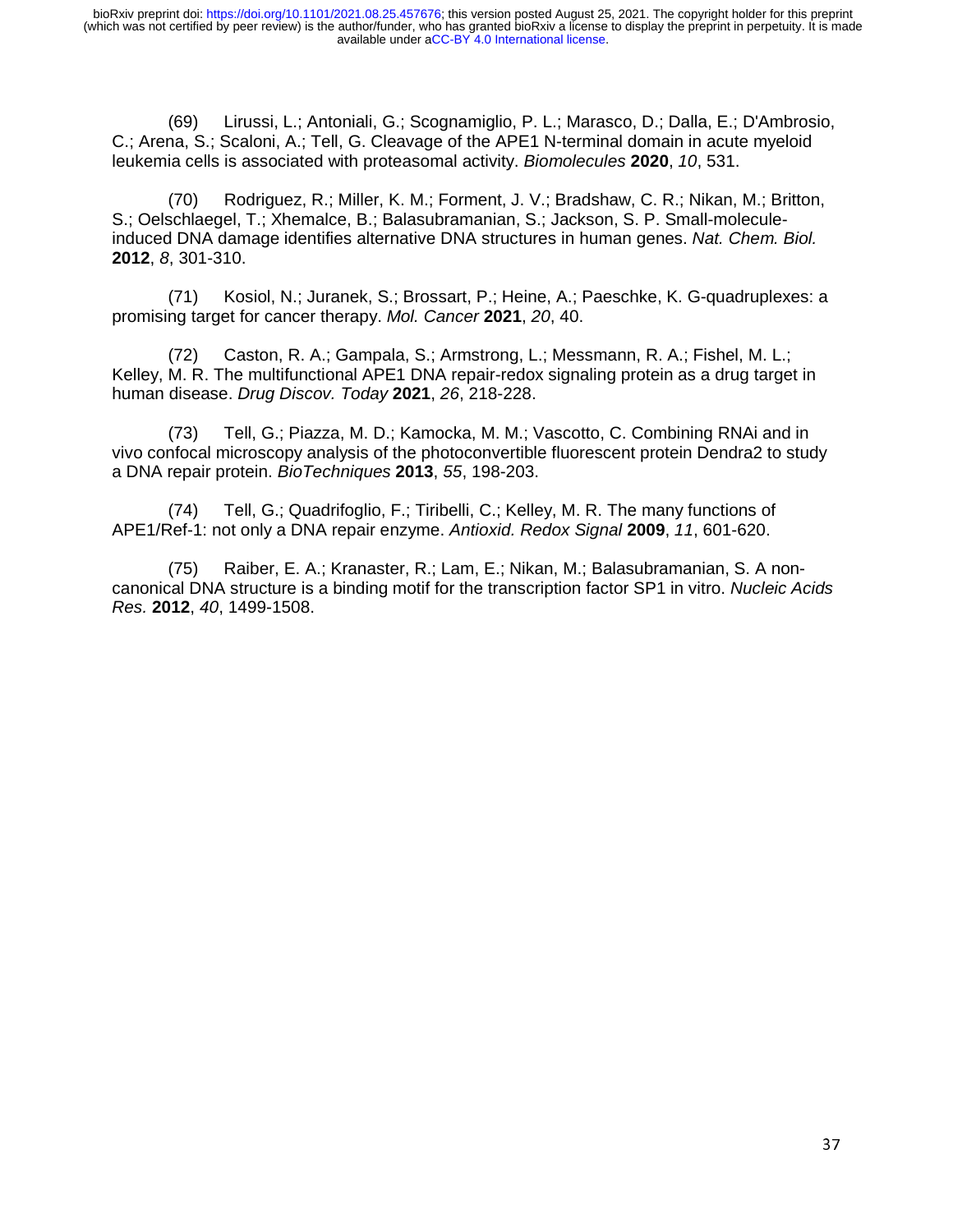(69) Lirussi, L.; Antoniali, G.; Scognamiglio, P. L.; Marasco, D.; Dalla, E.; D'Ambrosio, C.; Arena, S.; Scaloni, A.; Tell, G. Cleavage of the APE1 N-terminal domain in acute myeloid leukemia cells is associated with proteasomal activity. *Biomolecules* **2020**, *10*, 531.

(70) Rodriguez, R.; Miller, K. M.; Forment, J. V.; Bradshaw, C. R.; Nikan, M.; Britton, S.; Oelschlaegel, T.; Xhemalce, B.; Balasubramanian, S.; Jackson, S. P. Small-molecule-induced DNA damage identifies alternative DNA structures in human genes. *Nat. Chem. Biol.* **2012**, *8*, 301-310.

(71) Kosiol, N.; Juranek, S.; Brossart, P.; Heine, A.; Paeschke, K. G-quadruplexes: a promising target for cancer therapy. *Mol. Cancer* **2021**, *20*, 40.

(72) Caston, R. A.; Gampala, S.; Armstrong, L.; Messmann, R. A.; Fishel, M. L.; Kelley, M. R. The multifunctional APE1 DNA repair-redox signaling protein as a drug target in human disease. *Drug Discov. Today* **2021**, *26*, 218-228.

(73) Tell, G.; Piazza, M. D.; Kamocka, M. M.; Vascotto, C. Combining RNAi and in vivo confocal microscopy analysis of the photoconvertible fluorescent protein Dendra2 to study a DNA repair protein. *BioTechniques* **2013**, *55*, 198-203.

(74) Tell, G.; Quadrifoglio, F.; Tiribelli, C.; Kelley, M. R. The many functions of APE1/Ref-1: not only a DNA repair enzyme. *Antioxid. Redox Signal* **2009**, *11*, 601-620.

(75) Raiber, E. A.; Kranaster, R.; Lam, E.; Nikan, M.; Balasubramanian, S. A non-canonical DNA structure is a binding motif for the transcription factor SP1 in vitro. *Nucleic Acids Res.* **2012**, *40*, 1499-1508.